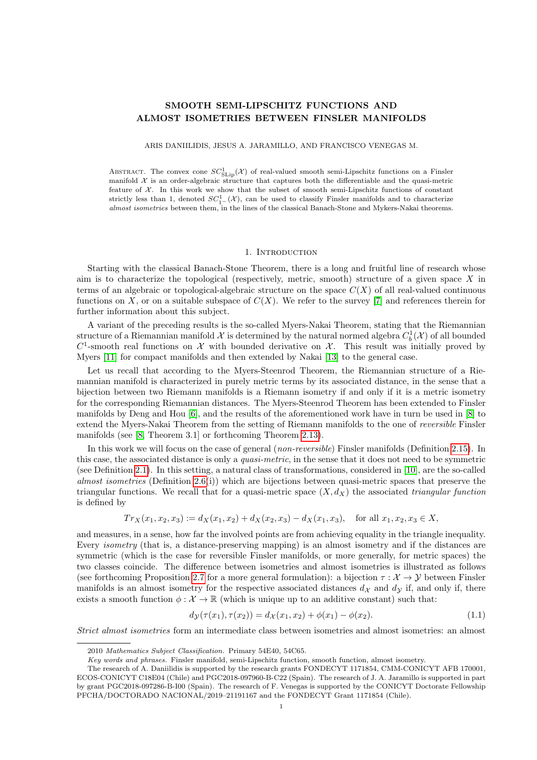# SMOOTH SEMI-LIPSCHITZ FUNCTIONS AND ALMOST ISOMETRIES BETWEEN FINSLER MANIFOLDS

ARIS DANIILIDIS, JESUS A. JARAMILLO, AND FRANCISCO VENEGAS M.

Abstract. The convex cone $SC^1_{\mathrm{SLip}}(\mathcal{X})$ of real-valued smooth semi-Lipschitz functions on a Finsler manifold $\mathcal{X}$ is an order-algebraic structure that captures both the differentiable and the quasi-metric feature of $\mathcal{X}$. In this work we show that the subset of smooth semi-Lipschitz functions of constant strictly less than 1, denoted $SC^1_{1^-}(\mathcal{X})$, can be used to classify Finsler manifolds and to characterize *almost isometries* between them, in the lines of the classical Banach-Stone and Mykers-Nakai theorems.

## 1. Introduction

Starting with the classical Banach-Stone Theorem, there is a long and fruitful line of research whose aim is to characterize the topological (respectively, metric, smooth) structure of a given space $X$ in terms of an algebraic or topological-algebraic structure on the space $C(X)$ of all real-valued continuous functions on $X$, or on a suitable subspace of $C(X)$. We refer to the survey [7] and references therein for further information about this subject.

A variant of the preceding results is the so-called Myers-Nakai Theorem, stating that the Riemannian structure of a Riemannian manifold $\mathcal{X}$ is determined by the natural normed algebra $C^1_b(\mathcal{X})$ of all bounded $C^1$-smooth real functions on $\mathcal{X}$ with bounded derivative on $\mathcal{X}$. This result was initially proved by Myers [11] for compact manifolds and then extended by Nakai [13] to the general case.

Let us recall that according to the Myers-Steenrod Theorem, the Riemannian structure of a Riemannian manifold is characterized in purely metric terms by its associated distance, in the sense that a bijection between two Riemann manifolds is a Riemann isometry if and only if it is a metric isometry for the corresponding Riemannian distances. The Myers-Steenrod Theorem has been extended to Finsler manifolds by Deng and Hou [6], and the results of the aforementioned work have in turn be used in [8] to extend the Myers-Nakai Theorem from the setting of Riemann manifolds to the one of *reversible* Finsler manifolds (see [8, Theorem 3.1] or forthcoming Theorem 2.13).

In this work we will focus on the case of general (*non-reversible*) Finsler manifolds (Definition 2.15). In this case, the associated distance is only a *quasi-metric*, in the sense that it does not need to be symmetric (see Definition 2.1). In this setting, a natural class of transformations, considered in [10], are the so-called *almost isometries* (Definition 2.6(i)) which are bijections between quasi-metric spaces that preserve the triangular functions. We recall that for a quasi-metric space $(X, d_X)$ the associated *triangular function* is defined by

$$Tr_X(x_1, x_2, x_3) := d_X(x_1, x_2) + d_X(x_2, x_3) - d_X(x_1, x_3), \quad \text{for all } x_1, x_2, x_3 \in X,$$

and measures, in a sense, how far the involved points are from achieving equality in the triangle inequality. Every *isometry* (that is, a distance-preserving mapping) is an almost isometry and if the distances are symmetric (which is the case for reversible Finsler manifolds, or more generally, for metric spaces) the two classes coincide. The difference between isometries and almost isometries is illustrated as follows (see forthcoming Proposition 2.7 for a more general formulation): a bijection $\tau : \mathcal{X} \to \mathcal{Y}$ between Finsler manifolds is an almost isometry for the respective associated distances $d_{\mathcal{X}}$ and $d_{\mathcal{Y}}$ if, and only if, there exists a smooth function $\phi : \mathcal{X} \to \mathbb{R}$ (which is unique up to an additive constant) such that:

$$d_{\mathcal{Y}}(\tau(x_1), \tau(x_2)) = d_{\mathcal{X}}(x_1, x_2) + \phi(x_1) - \phi(x_2). \tag{1.1}$$

*Strict almost isometries* form an intermediate class between isometries and almost isometries: an almost

---

2010 *Mathematics Subject Classification.* Primary 54E40, 54C65.

*Key words and phrases.* Finsler manifold, semi-Lipschitz function, smooth function, almost isometry.

The research of A. Daniilidis is supported by the research grants FONDECYT 1171854, CMM-CONICYT AFB 170001, ECOS-CONICYT C18E04 (Chile) and PGC2018-097960-B-C22 (Spain). The research of J. A. Jaramillo is supported in part by grant PGC2018-097286-B-I00 (Spain). The research of F. Venegas is supported by the CONICYT Doctorate Fellowship PFCHA/DOCTORADO NACIONAL/2019–21191167 and the FONDECYT Grant 1171854 (Chile).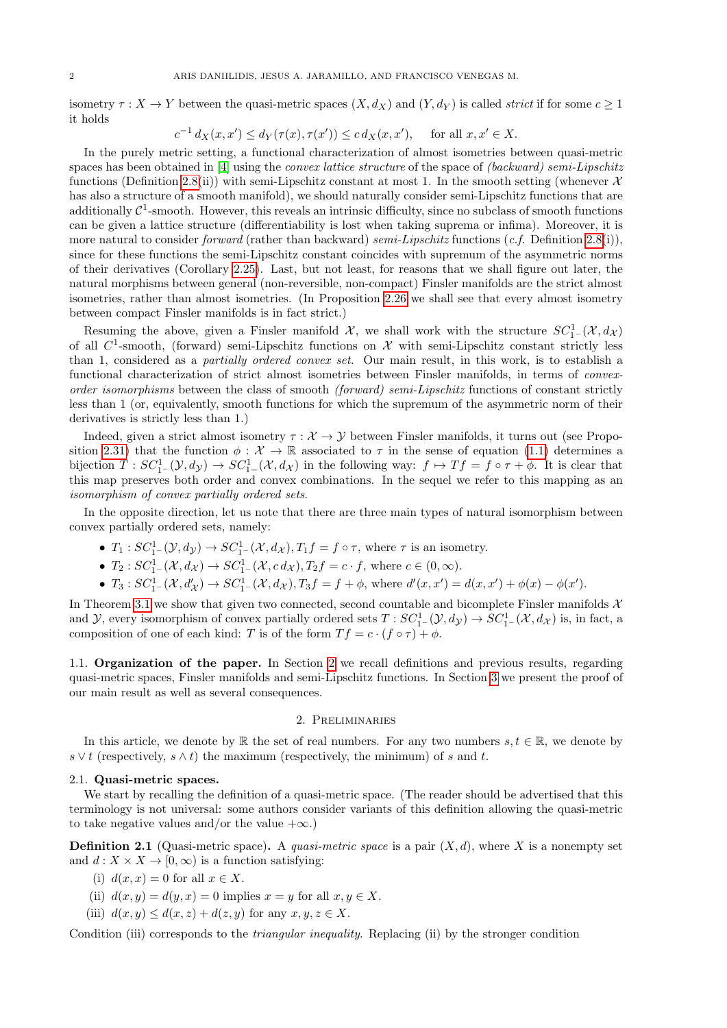isometry $\tau : X \to Y$ between the quasi-metric spaces $(X, d_X)$ and $(Y, d_Y)$ is called *strict* if for some $c \geq 1$ it holds

$$c^{-1}\, d_X(x, x') \leq d_Y(\tau(x), \tau(x')) \leq c\, d_X(x, x'), \quad \text{for all } x, x' \in X.$$

In the purely metric setting, a functional characterization of almost isometries between quasi-metric spaces has been obtained in [4] using the *convex lattice structure* of the space of *(backward) semi-Lipschitz* functions (Definition 2.8(ii)) with semi-Lipschitz constant at most 1. In the smooth setting (whenever $\mathcal{X}$ has also a structure of a smooth manifold), we should naturally consider semi-Lipschitz functions that are additionally $\mathcal{C}^1$-smooth. However, this reveals an intrinsic difficulty, since no subclass of smooth functions can be given a lattice structure (differentiability is lost when taking suprema or infima). Moreover, it is more natural to consider *forward* (rather than backward) *semi-Lipschitz* functions (*c.f.* Definition 2.8(i)), since for these functions the semi-Lipschitz constant coincides with supremum of the asymmetric norms of their derivatives (Corollary 2.25). Last, but not least, for reasons that we shall figure out later, the natural morphisms between general (non-reversible, non-compact) Finsler manifolds are the strict almost isometries, rather than almost isometries. (In Proposition 2.26 we shall see that every almost isometry between compact Finsler manifolds is in fact strict.)

Resuming the above, given a Finsler manifold $\mathcal{X}$, we shall work with the structure $SC^1_{1^-}(\mathcal{X}, d_\mathcal{X})$ of all $C^1$-smooth, (forward) semi-Lipschitz functions on $\mathcal{X}$ with semi-Lipschitz constant strictly less than 1, considered as a *partially ordered convex set*. Our main result, in this work, is to establish a functional characterization of strict almost isometries between Finsler manifolds, in terms of *convex-order isomorphisms* between the class of smooth *(forward) semi-Lipschitz* functions of constant strictly less than 1 (or, equivalently, smooth functions for which the supremum of the asymmetric norm of their derivatives is strictly less than 1.)

Indeed, given a strict almost isometry $\tau : \mathcal{X} \to \mathcal{Y}$ between Finsler manifolds, it turns out (see Proposition 2.31) that the function $\phi : \mathcal{X} \to \mathbb{R}$ associated to $\tau$ in the sense of equation (1.1) determines a bijection $T : SC^1_{1^-}(\mathcal{Y}, d_\mathcal{Y}) \to SC^1_{1^-}(\mathcal{X}, d_\mathcal{X})$ in the following way: $f \mapsto Tf = f \circ \tau + \phi$. It is clear that this map preserves both order and convex combinations. In the sequel we refer to this mapping as an *isomorphism of convex partially ordered sets*.

In the opposite direction, let us note that there are three main types of natural isomorphism between convex partially ordered sets, namely:

- $T_1 : SC^1_{1^-}(\mathcal{Y}, d_\mathcal{Y}) \to SC^1_{1^-}(\mathcal{X}, d_\mathcal{X}), T_1 f = f \circ \tau$, where $\tau$ is an isometry.
- $T_2 : SC^1_{1^-}(\mathcal{X}, d_\mathcal{X}) \to SC^1_{1^-}(\mathcal{X}, c\, d_\mathcal{X}), T_2 f = c \cdot f$, where $c \in (0, \infty)$.
- $T_3 : SC^1_{1^-}(\mathcal{X}, d'_\mathcal{X}) \to SC^1_{1^-}(\mathcal{X}, d_\mathcal{X}), T_3 f = f + \phi$, where $d'(x, x') = d(x, x') + \phi(x) - \phi(x')$.

In Theorem 3.1 we show that given two connected, second countable and bicomplete Finsler manifolds $\mathcal{X}$ and $\mathcal{Y}$, every isomorphism of convex partially ordered sets $T : SC^1_{1^-}(\mathcal{Y}, d_\mathcal{Y}) \to SC^1_{1^-}(\mathcal{X}, d_\mathcal{X})$ is, in fact, a composition of one of each kind: $T$ is of the form $Tf = c \cdot (f \circ \tau) + \phi$.

### 1.1. Organization of the paper.

In Section 2 we recall definitions and previous results, regarding quasi-metric spaces, Finsler manifolds and semi-Lipschitz functions. In Section 3 we present the proof of our main result as well as several consequences.

## 2. Preliminaries

In this article, we denote by $\mathbb{R}$ the set of real numbers. For any two numbers $s, t \in \mathbb{R}$, we denote by $s \vee t$ (respectively, $s \wedge t$) the maximum (respectively, the minimum) of $s$ and $t$.

### 2.1. Quasi-metric spaces.

We start by recalling the definition of a quasi-metric space. (The reader should be advertised that this terminology is not universal: some authors consider variants of this definition allowing the quasi-metric to take negative values and/or the value $+\infty$.)

**Definition 2.1** (Quasi-metric space)**.** A *quasi-metric space* is a pair $(X, d)$, where $X$ is a nonempty set and $d : X \times X \to [0, \infty)$ is a function satisfying:

(i) $d(x, x) = 0$ for all $x \in X$.

(ii) $d(x, y) = d(y, x) = 0$ implies $x = y$ for all $x, y \in X$.

(iii) $d(x, y) \leq d(x, z) + d(z, y)$ for any $x, y, z \in X$.

Condition (iii) corresponds to the *triangular inequality*. Replacing (ii) by the stronger condition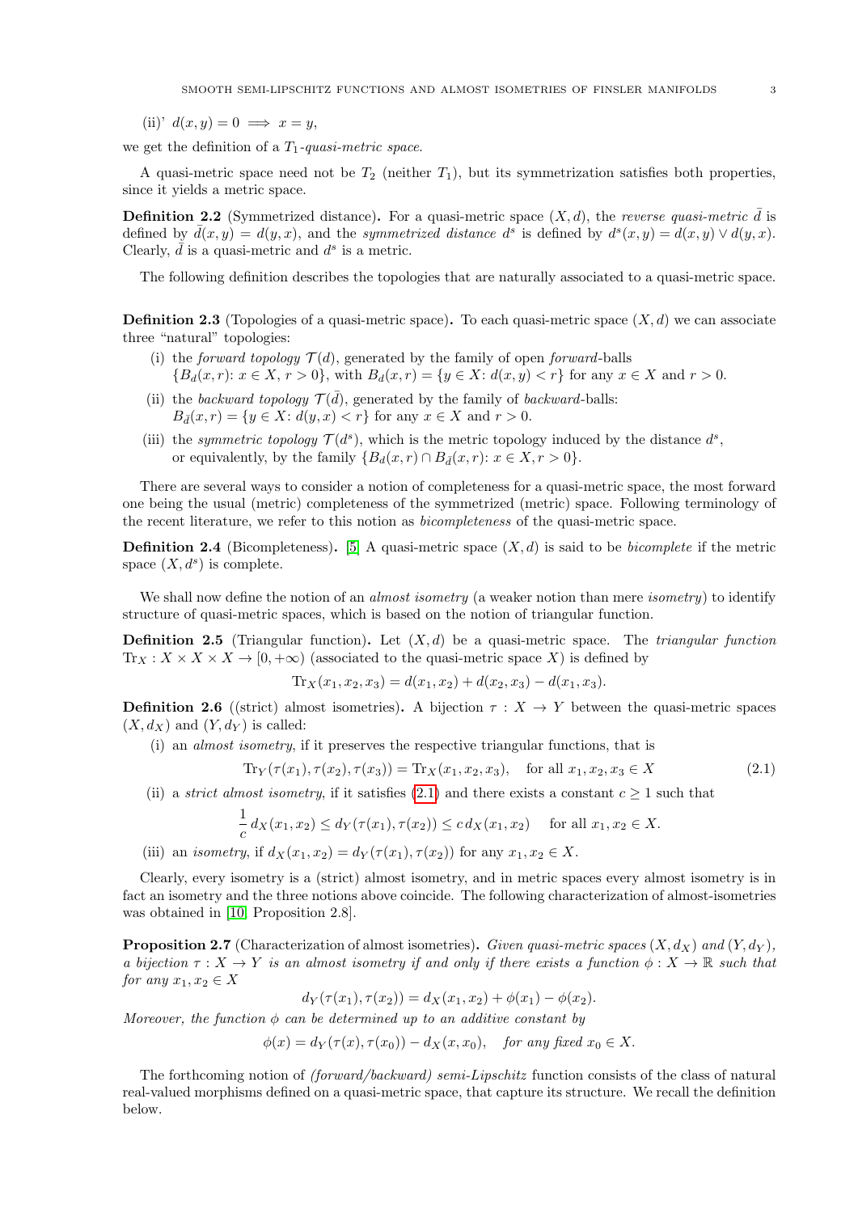(ii)' $d(x,y) = 0 \implies x = y$,

we get the definition of a $T_1$-*quasi-metric space*.

A quasi-metric space need not be $T_2$ (neither $T_1$), but its symmetrization satisfies both properties, since it yields a metric space.

**Definition 2.2** (Symmetrized distance)**.** For a quasi-metric space $(X,d)$, the *reverse quasi-metric* $\bar{d}$ is defined by $\bar{d}(x,y) = d(y,x)$, and the *symmetrized distance* $d^s$ is defined by $d^s(x,y) = d(x,y) \vee d(y,x)$. Clearly, $\bar{d}$ is a quasi-metric and $d^s$ is a metric.

The following definition describes the topologies that are naturally associated to a quasi-metric space.

**Definition 2.3** (Topologies of a quasi-metric space)**.** To each quasi-metric space $(X,d)$ we can associate three "natural" topologies:

(i) the *forward topology* $\mathcal{T}(d)$, generated by the family of open *forward*-balls $\{B_d(x,r)\colon x \in X,\, r > 0\}$, with $B_d(x,r) = \{y \in X\colon d(x,y) < r\}$ for any $x \in X$ and $r > 0$.

(ii) the *backward topology* $\mathcal{T}(\bar{d})$, generated by the family of *backward*-balls: $B_{\bar{d}}(x,r) = \{y \in X\colon d(y,x) < r\}$ for any $x \in X$ and $r > 0$.

(iii) the *symmetric topology* $\mathcal{T}(d^s)$, which is the metric topology induced by the distance $d^s$, or equivalently, by the family $\{B_d(x,r) \cap B_{\bar{d}}(x,r)\colon x \in X, r > 0\}$.

There are several ways to consider a notion of completeness for a quasi-metric space, the most forward one being the usual (metric) completeness of the symmetrized (metric) space. Following terminology of the recent literature, we refer to this notion as *bicompleteness* of the quasi-metric space.

**Definition 2.4** (Bicompleteness)**.** [5] A quasi-metric space $(X,d)$ is said to be *bicomplete* if the metric space $(X,d^s)$ is complete.

We shall now define the notion of an *almost isometry* (a weaker notion than mere *isometry*) to identify structure of quasi-metric spaces, which is based on the notion of triangular function.

**Definition 2.5** (Triangular function)**.** Let $(X,d)$ be a quasi-metric space. The *triangular function* $\mathrm{Tr}_X : X \times X \times X \to [0,+\infty)$ (associated to the quasi-metric space $X$) is defined by

$$\mathrm{Tr}_X(x_1,x_2,x_3) = d(x_1,x_2) + d(x_2,x_3) - d(x_1,x_3).$$

**Definition 2.6** ((strict) almost isometries)**.** A bijection $\tau : X \to Y$ between the quasi-metric spaces $(X,d_X)$ and $(Y,d_Y)$ is called:

(i) an *almost isometry*, if it preserves the respective triangular functions, that is

$$\mathrm{Tr}_Y(\tau(x_1),\tau(x_2),\tau(x_3)) = \mathrm{Tr}_X(x_1,x_2,x_3), \quad \text{for all } x_1,x_2,x_3 \in X \tag{2.1}$$

(ii) a *strict almost isometry*, if it satisfies (2.1) and there exists a constant $c \geq 1$ such that

$$\frac{1}{c}\, d_X(x_1,x_2) \leq d_Y(\tau(x_1),\tau(x_2)) \leq c\, d_X(x_1,x_2) \quad \text{for all } x_1,x_2 \in X.$$

(iii) an *isometry*, if $d_X(x_1,x_2) = d_Y(\tau(x_1),\tau(x_2))$ for any $x_1,x_2 \in X$.

Clearly, every isometry is a (strict) almost isometry, and in metric spaces every almost isometry is in fact an isometry and the three notions above coincide. The following characterization of almost-isometries was obtained in [10, Proposition 2.8].

**Proposition 2.7** (Characterization of almost isometries)**.** *Given quasi-metric spaces $(X,d_X)$ and $(Y,d_Y)$, a bijection $\tau : X \to Y$ is an almost isometry if and only if there exists a function $\phi : X \to \mathbb{R}$ such that for any $x_1,x_2 \in X$*

$$d_Y(\tau(x_1),\tau(x_2)) = d_X(x_1,x_2) + \phi(x_1) - \phi(x_2).$$

*Moreover, the function $\phi$ can be determined up to an additive constant by*

$$\phi(x) = d_Y(\tau(x),\tau(x_0)) - d_X(x,x_0), \quad \text{for any fixed } x_0 \in X.$$

The forthcoming notion of *(forward/backward) semi-Lipschitz* function consists of the class of natural real-valued morphisms defined on a quasi-metric space, that capture its structure. We recall the definition below.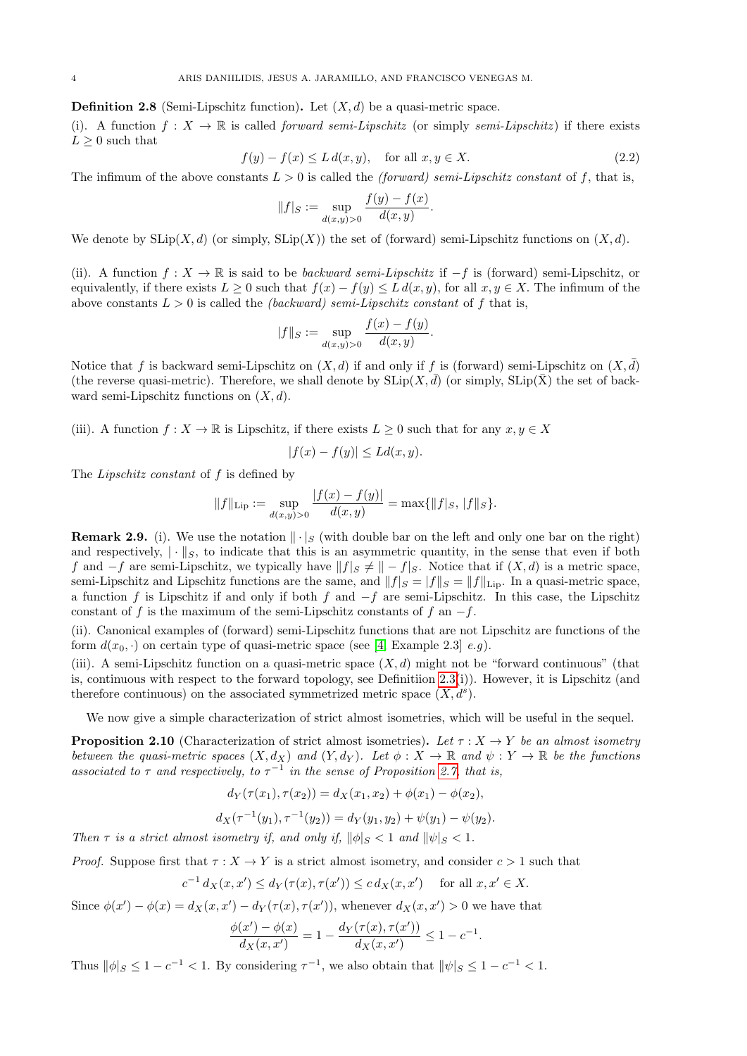**Definition 2.8** (Semi-Lipschitz function)**.** Let $(X, d)$ be a quasi-metric space.

(i). A function $f : X \to \mathbb{R}$ is called *forward semi-Lipschitz* (or simply *semi-Lipschitz*) if there exists $L \geq 0$ such that

$$f(y) - f(x) \leq L\, d(x, y), \quad \text{for all } x, y \in X. \tag{2.2}$$

The infimum of the above constants $L > 0$ is called the *(forward) semi-Lipschitz constant* of $f$, that is,

$$\|f|_S := \sup_{d(x,y)>0} \frac{f(y) - f(x)}{d(x, y)}.$$

We denote by $\mathrm{SLip}(X, d)$ (or simply, $\mathrm{SLip}(X)$) the set of (forward) semi-Lipschitz functions on $(X, d)$.

(ii). A function $f : X \to \mathbb{R}$ is said to be *backward semi-Lipschitz* if $-f$ is (forward) semi-Lipschitz, or equivalently, if there exists $L \geq 0$ such that $f(x) - f(y) \leq L\, d(x, y)$, for all $x, y \in X$. The infimum of the above constants $L > 0$ is called the *(backward) semi-Lipschitz constant* of $f$ that is,

$$|f\|_S := \sup_{d(x,y)>0} \frac{f(x) - f(y)}{d(x, y)}.$$

Notice that $f$ is backward semi-Lipschitz on $(X, d)$ if and only if $f$ is (forward) semi-Lipschitz on $(X, \bar{d})$ (the reverse quasi-metric). Therefore, we shall denote by $\mathrm{SLip}(X, \bar{d})$ (or simply, $\mathrm{SLip}(\bar{X})$ the set of backward semi-Lipschitz functions on $(X, d)$.

(iii). A function $f : X \to \mathbb{R}$ is Lipschitz, if there exists $L \geq 0$ such that for any $x, y \in X$

$$|f(x) - f(y)| \leq L d(x, y).$$

The *Lipschitz constant* of $f$ is defined by

$$\|f\|_{\mathrm{Lip}} := \sup_{d(x,y)>0} \frac{|f(x) - f(y)|}{d(x, y)} = \max\{\|f|_S,\, |f\|_S\}.$$

**Remark 2.9.** (i). We use the notation $\| \cdot |_S$ (with double bar on the left and only one bar on the right) and respectively, $| \cdot \|_S$, to indicate that this is an asymmetric quantity, in the sense that even if both $f$ and $-f$ are semi-Lipschitz, we typically have $\|f|_S \neq \| -f|_S$. Notice that if $(X, d)$ is a metric space, semi-Lipschitz and Lipschitz functions are the same, and $\|f|_S = |f\|_S = \|f\|_{\mathrm{Lip}}$. In a quasi-metric space, a function $f$ is Lipschitz if and only if both $f$ and $-f$ are semi-Lipschitz. In this case, the Lipschitz constant of $f$ is the maximum of the semi-Lipschitz constants of $f$ an $-f$.

(ii). Canonical examples of (forward) semi-Lipschitz functions that are not Lipschitz are functions of the form $d(x_0, \cdot)$ on certain type of quasi-metric space (see [4, Example 2.3] *e.g*).

(iii). A semi-Lipschitz function on a quasi-metric space $(X, d)$ might not be "forward continuous" (that is, continuous with respect to the forward topology, see Definitiion 2.3(i)). However, it is Lipschitz (and therefore continuous) on the associated symmetrized metric space $(X, d^s)$.

We now give a simple characterization of strict almost isometries, which will be useful in the sequel.

**Proposition 2.10** (Characterization of strict almost isometries)**.** *Let $\tau : X \to Y$ be an almost isometry between the quasi-metric spaces $(X, d_X)$ and $(Y, d_Y)$. Let $\phi : X \to \mathbb{R}$ and $\psi : Y \to \mathbb{R}$ be the functions associated to $\tau$ and respectively, to $\tau^{-1}$ in the sense of Proposition 2.7, that is,*

$$d_Y(\tau(x_1), \tau(x_2)) = d_X(x_1, x_2) + \phi(x_1) - \phi(x_2),$$

$$d_X(\tau^{-1}(y_1), \tau^{-1}(y_2)) = d_Y(y_1, y_2) + \psi(y_1) - \psi(y_2).$$

*Then $\tau$ is a strict almost isometry if, and only if, $\|\phi|_S < 1$ and $\|\psi|_S < 1$.*

*Proof.* Suppose first that $\tau : X \to Y$ is a strict almost isometry, and consider $c > 1$ such that

$$c^{-1}\, d_X(x, x') \leq d_Y(\tau(x), \tau(x')) \leq c\, d_X(x, x') \quad \text{ for all } x, x' \in X.$$

Since $\phi(x') - \phi(x) = d_X(x, x') - d_Y(\tau(x), \tau(x'))$, whenever $d_X(x, x') > 0$ we have that

$$\frac{\phi(x') - \phi(x)}{d_X(x, x')} = 1 - \frac{d_Y(\tau(x), \tau(x'))}{d_X(x, x')} \leq 1 - c^{-1}.$$

Thus $\|\phi|_S \leq 1 - c^{-1} < 1$. By considering $\tau^{-1}$, we also obtain that $\|\psi|_S \leq 1 - c^{-1} < 1$.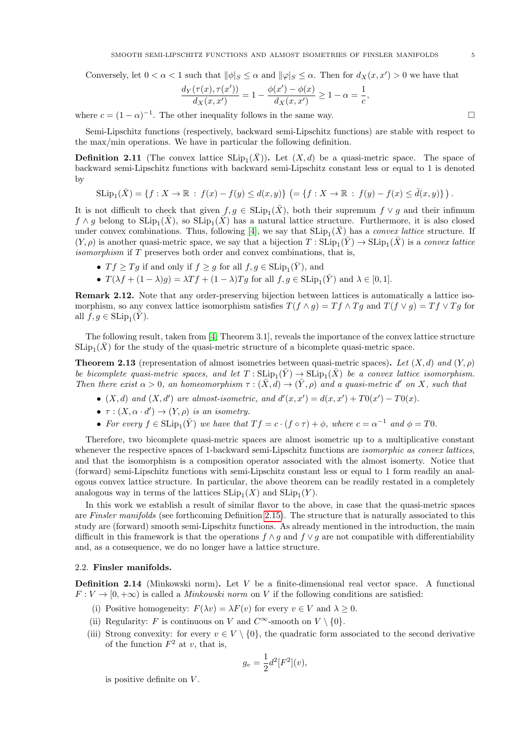Conversely, let $0 < \alpha < 1$ such that $\|\phi|_S \leq \alpha$ and $\|\varphi|_S \leq \alpha$. Then for $d_X(x,x') > 0$ we have that

$$\frac{d_Y(\tau(x),\tau(x'))}{d_X(x,x')} = 1 - \frac{\phi(x') - \phi(x)}{d_X(x,x')} \geq 1 - \alpha = \frac{1}{c},$$

where $c = (1-\alpha)^{-1}$. The other inequality follows in the same way. $\square$

Semi-Lipschitz functions (respectively, backward semi-Lipschitz functions) are stable with respect to the max/min operations. We have in particular the following definition.

**Definition 2.11** (The convex lattice $\mathrm{SLip}_1(\bar{X})$)**.** Let $(X,d)$ be a quasi-metric space. The space of backward semi-Lipschitz functions with backward semi-Lipschitz constant less or equal to 1 is denoted by

$$\mathrm{SLip}_1(\bar{X}) = \{f : X \to \mathbb{R} \,:\, f(x) - f(y) \leq d(x,y)\} \; \left(= \{f : X \to \mathbb{R} \,:\, f(y) - f(x) \leq \bar{d}(x,y)\}\right).$$

It is not difficult to check that given $f, g \in \mathrm{SLip}_1(\bar{X})$, both their supremum $f \vee g$ and their infimum $f \wedge g$ belong to $\mathrm{SLip}_1(\bar{X})$, so $\mathrm{SLip}_1(\bar{X})$ has a natural lattice structure. Furthermore, it is also closed under convex combinations. Thus, following [4], we say that $\mathrm{SLip}_1(\bar{X})$ has a *convex lattice* structure. If $(Y,\rho)$ is another quasi-metric space, we say that a bijection $T : \mathrm{SLip}_1(\bar{Y}) \to \mathrm{SLip}_1(\bar{X})$ is a *convex lattice isomorphism* if $T$ preserves both order and convex combinations, that is,

- $Tf \geq Tg$ if and only if $f \geq g$ for all $f, g \in \mathrm{SLip}_1(\bar{Y})$, and
- $T(\lambda f + (1-\lambda)g) = \lambda Tf + (1-\lambda)Tg$ for all $f, g \in \mathrm{SLip}_1(\bar{Y})$ and $\lambda \in [0,1]$.

**Remark 2.12.** Note that any order-preserving bijection between lattices is automatically a lattice isomorphism, so any convex lattice isomorphism satisfies $T(f \wedge g) = Tf \wedge Tg$ and $T(f \vee g) = Tf \vee Tg$ for all $f, g \in \mathrm{SLip}_1(\bar{Y})$.

The following result, taken from [4, Theorem 3.1], reveals the importance of the convex lattice structure $\mathrm{SLip}_1(\bar{X})$ for the study of the quasi-metric structure of a bicomplete quasi-metric space.

**Theorem 2.13** (representation of almost isometries between quasi-metric spaces)**.** *Let $(X,d)$ and $(Y,\rho)$ be bicomplete quasi-metric spaces, and let $T : \mathrm{SLip}_1(\bar{Y}) \to \mathrm{SLip}_1(\bar{X})$ be a convex lattice isomorphism. Then there exist $\alpha > 0$, an homeomorphism $\tau : (\bar{X}, d) \to (\bar{Y}, \rho)$ and a quasi-metric $d'$ on $X$, such that*

- *$(X,d)$ and $(X,d')$ are almost-isometric, and $d'(x,x') = d(x,x') + T0(x') - T0(x)$.*
- *$\tau : (X, \alpha \cdot d') \to (Y, \rho)$ is an isometry.*
- *For every $f \in \mathrm{SLip}_1(\bar{Y})$ we have that $Tf = c \cdot (f \circ \tau) + \phi$, where $c = \alpha^{-1}$ and $\phi = T0$.*

Therefore, two bicomplete quasi-metric spaces are almost isometric up to a multiplicative constant whenever the respective spaces of 1-backward semi-Lipschitz functions are *isomorphic as convex lattices*, and that the isomorphism is a composition operator associated with the almost isomerty. Notice that (forward) semi-Lipschitz functions with semi-Lipschitz constant less or equal to 1 form readily an analogous convex lattice structure. In particular, the above theorem can be readily restated in a completely analogous way in terms of the lattices $\mathrm{SLip}_1(X)$ and $\mathrm{SLip}_1(Y)$.

In this work we establish a result of similar flavor to the above, in case that the quasi-metric spaces are *Finsler manifolds* (see forthcoming Definition 2.15). The structure that is naturally associated to this study are (forward) smooth semi-Lipschitz functions. As already mentioned in the introduction, the main difficult in this framework is that the operations $f \wedge g$ and $f \vee g$ are not compatible with differentiability and, as a consequence, we do no longer have a lattice structure.

### 2.2. Finsler manifolds.

**Definition 2.14** (Minkowski norm)**.** Let $V$ be a finite-dimensional real vector space. A functional $F : V \to [0, +\infty)$ is called a *Minkowski norm* on $V$ if the following conditions are satisfied:

(i) Positive homogeneity: $F(\lambda v) = \lambda F(v)$ for every $v \in V$ and $\lambda \geq 0$.
(ii) Regularity: $F$ is continuous on $V$ and $C^\infty$-smooth on $V \setminus \{0\}$.
(iii) Strong convexity: for every $v \in V \setminus \{0\}$, the quadratic form associated to the second derivative of the function $F^2$ at $v$, that is,

$$g_v = \frac{1}{2} d^2[F^2](v),$$

is positive definite on $V$.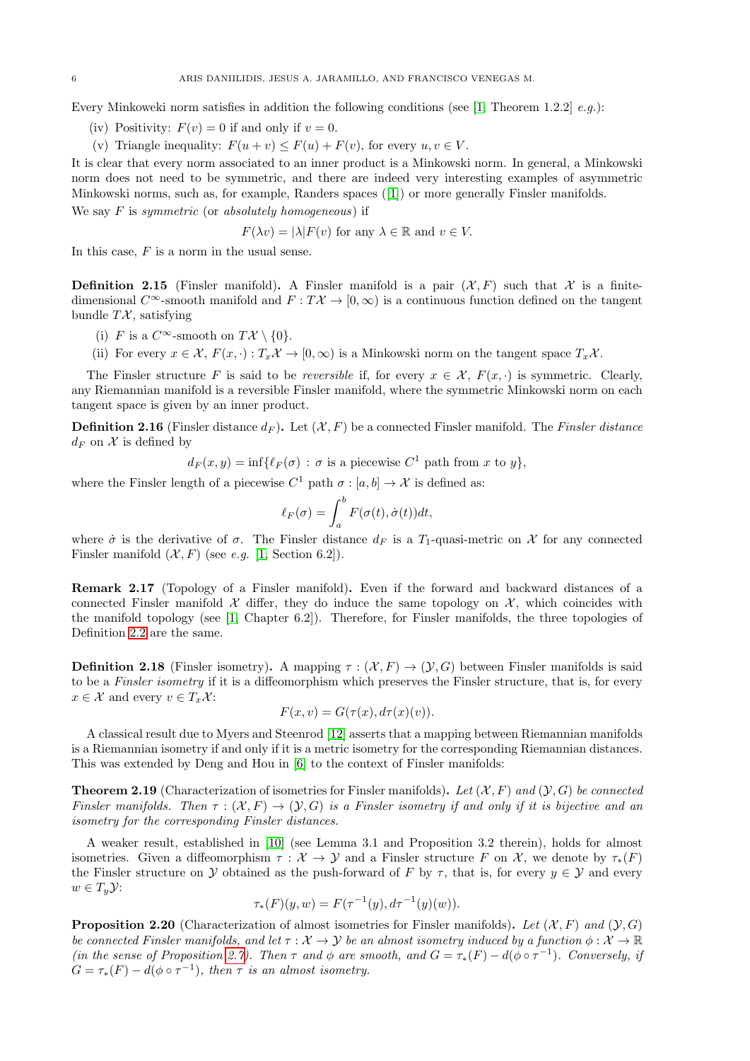Every Minkoweki norm satisfies in addition the following conditions (see [1, Theorem 1.2.2] *e.g.*):

(iv) Positivity: $F(v) = 0$ if and only if $v = 0$.

(v) Triangle inequality: $F(u + v) \leq F(u) + F(v)$, for every $u, v \in V$.

It is clear that every norm associated to an inner product is a Minkowski norm. In general, a Minkowski norm does not need to be symmetric, and there are indeed very interesting examples of asymmetric Minkowski norms, such as, for example, Randers spaces ([1]) or more generally Finsler manifolds.

We say $F$ is *symmetric* (or *absolutely homogeneous*) if

$$F(\lambda v) = |\lambda| F(v) \text{ for any } \lambda \in \mathbb{R} \text{ and } v \in V.$$

In this case, $F$ is a norm in the usual sense.

**Definition 2.15** (Finsler manifold)**.** A Finsler manifold is a pair $(\mathcal{X}, F)$ such that $\mathcal{X}$ is a finite-dimensional $C^\infty$-smooth manifold and $F : T\mathcal{X} \to [0, \infty)$ is a continuous function defined on the tangent bundle $T\mathcal{X}$, satisfying

(i) $F$ is a $C^\infty$-smooth on $T\mathcal{X} \setminus \{0\}$.

(ii) For every $x \in \mathcal{X}$, $F(x, \cdot) : T_x\mathcal{X} \to [0, \infty)$ is a Minkowski norm on the tangent space $T_x\mathcal{X}$.

The Finsler structure $F$ is said to be *reversible* if, for every $x \in \mathcal{X}$, $F(x, \cdot)$ is symmetric. Clearly, any Riemannian manifold is a reversible Finsler manifold, where the symmetric Minkowski norm on each tangent space is given by an inner product.

**Definition 2.16** (Finsler distance $d_F$)**.** Let $(\mathcal{X}, F)$ be a connected Finsler manifold. The *Finsler distance* $d_F$ on $\mathcal{X}$ is defined by

$$d_F(x, y) = \inf\{\ell_F(\sigma) : \sigma \text{ is a piecewise } C^1 \text{ path from } x \text{ to } y\},$$

where the Finsler length of a piecewise $C^1$ path $\sigma : [a, b] \to \mathcal{X}$ is defined as:

$$\ell_F(\sigma) = \int_a^b F(\sigma(t), \dot{\sigma}(t))dt,$$

where $\dot{\sigma}$ is the derivative of $\sigma$. The Finsler distance $d_F$ is a $T_1$-quasi-metric on $\mathcal{X}$ for any connected Finsler manifold $(\mathcal{X}, F)$ (see *e.g.* [1, Section 6.2]).

**Remark 2.17** (Topology of a Finsler manifold)**.** Even if the forward and backward distances of a connected Finsler manifold $\mathcal{X}$ differ, they do induce the same topology on $\mathcal{X}$, which coincides with the manifold topology (see [1, Chapter 6.2]). Therefore, for Finsler manifolds, the three topologies of Definition 2.2 are the same.

**Definition 2.18** (Finsler isometry)**.** A mapping $\tau : (\mathcal{X}, F) \to (\mathcal{Y}, G)$ between Finsler manifolds is said to be a *Finsler isometry* if it is a diffeomorphism which preserves the Finsler structure, that is, for every $x \in \mathcal{X}$ and every $v \in T_x\mathcal{X}$:

$$F(x, v) = G(\tau(x), d\tau(x)(v)).$$

A classical result due to Myers and Steenrod [12] asserts that a mapping between Riemannian manifolds is a Riemannian isometry if and only if it is a metric isometry for the corresponding Riemannian distances. This was extended by Deng and Hou in [6] to the context of Finsler manifolds:

**Theorem 2.19** (Characterization of isometries for Finsler manifolds)**.** *Let $(\mathcal{X}, F)$ and $(\mathcal{Y}, G)$ be connected Finsler manifolds. Then $\tau : (\mathcal{X}, F) \to (\mathcal{Y}, G)$ is a Finsler isometry if and only if it is bijective and an isometry for the corresponding Finsler distances.*

A weaker result, established in [10] (see Lemma 3.1 and Proposition 3.2 therein), holds for almost isometries. Given a diffeomorphism $\tau : \mathcal{X} \to \mathcal{Y}$ and a Finsler structure $F$ on $\mathcal{X}$, we denote by $\tau_*(F)$ the Finsler structure on $\mathcal{Y}$ obtained as the push-forward of $F$ by $\tau$, that is, for every $y \in \mathcal{Y}$ and every $w \in T_y\mathcal{Y}$:

$$\tau_*(F)(y, w) = F(\tau^{-1}(y), d\tau^{-1}(y)(w)).$$

**Proposition 2.20** (Characterization of almost isometries for Finsler manifolds)**.** *Let $(\mathcal{X}, F)$ and $(\mathcal{Y}, G)$ be connected Finsler manifolds, and let $\tau : \mathcal{X} \to \mathcal{Y}$ be an almost isometry induced by a function $\phi : \mathcal{X} \to \mathbb{R}$ (in the sense of Proposition 2.7). Then $\tau$ and $\phi$ are smooth, and $G = \tau_*(F) - d(\phi \circ \tau^{-1})$. Conversely, if $G = \tau_*(F) - d(\phi \circ \tau^{-1})$, then $\tau$ is an almost isometry.*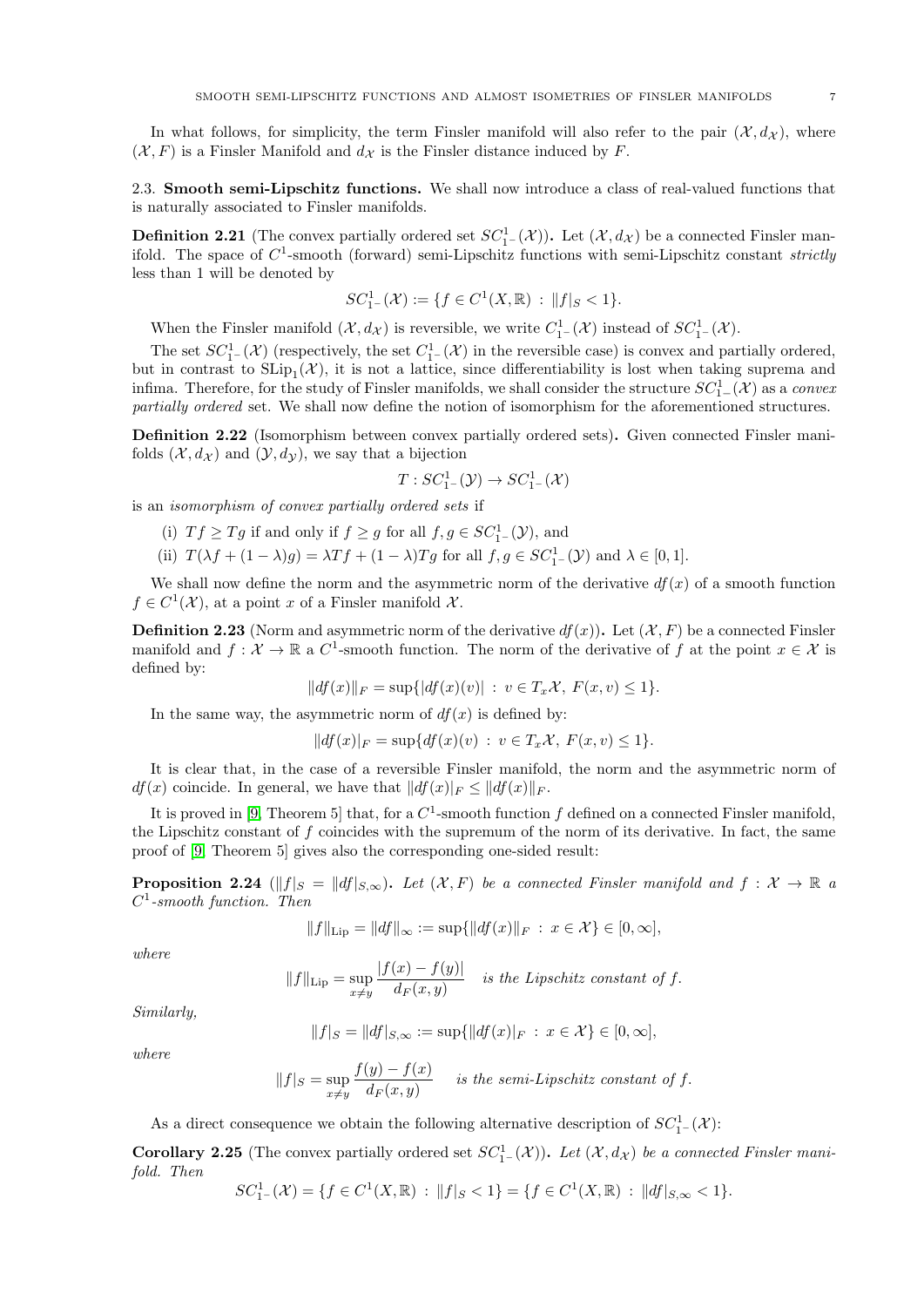In what follows, for simplicity, the term Finsler manifold will also refer to the pair $(\mathcal{X}, d_{\mathcal{X}})$, where $(\mathcal{X}, F)$ is a Finsler Manifold and $d_{\mathcal{X}}$ is the Finsler distance induced by $F$.

### 2.3. Smooth semi-Lipschitz functions.

We shall now introduce a class of real-valued functions that is naturally associated to Finsler manifolds.

**Definition 2.21** (The convex partially ordered set $SC^1_{1^-}(\mathcal{X})$)**.** Let $(\mathcal{X}, d_{\mathcal{X}})$ be a connected Finsler manifold. The space of $C^1$-smooth (forward) semi-Lipschitz functions with semi-Lipschitz constant *strictly* less than 1 will be denoted by

$$SC^1_{1^-}(\mathcal{X}) := \{f \in C^1(X, \mathbb{R}) \,:\, \|f|_S < 1\}.$$

When the Finsler manifold $(\mathcal{X}, d_{\mathcal{X}})$ is reversible, we write $C^1_{1^-}(\mathcal{X})$ instead of $SC^1_{1^-}(\mathcal{X})$.

The set $SC^1_{1^-}(\mathcal{X})$ (respectively, the set $C^1_{1^-}(\mathcal{X})$ in the reversible case) is convex and partially ordered, but in contrast to $\mathrm{SLip}_1(\mathcal{X})$, it is not a lattice, since differentiability is lost when taking suprema and infima. Therefore, for the study of Finsler manifolds, we shall consider the structure $SC^1_{1^-}(\mathcal{X})$ as a *convex partially ordered* set. We shall now define the notion of isomorphism for the aforementioned structures.

**Definition 2.22** (Isomorphism between convex partially ordered sets)**.** Given connected Finsler manifolds $(\mathcal{X}, d_{\mathcal{X}})$ and $(\mathcal{Y}, d_{\mathcal{Y}})$, we say that a bijection

$$T : SC^1_{1^-}(\mathcal{Y}) \to SC^1_{1^-}(\mathcal{X})$$

is an *isomorphism of convex partially ordered sets* if

(i) $Tf \geq Tg$ if and only if $f \geq g$ for all $f, g \in SC^1_{1^-}(\mathcal{Y})$, and

(ii) $T(\lambda f + (1-\lambda)g) = \lambda Tf + (1-\lambda)Tg$ for all $f, g \in SC^1_{1^-}(\mathcal{Y})$ and $\lambda \in [0,1]$.

We shall now define the norm and the asymmetric norm of the derivative $df(x)$ of a smooth function $f \in C^1(\mathcal{X})$, at a point $x$ of a Finsler manifold $\mathcal{X}$.

**Definition 2.23** (Norm and asymmetric norm of the derivative $df(x)$)**.** Let $(\mathcal{X}, F)$ be a connected Finsler manifold and $f : \mathcal{X} \to \mathbb{R}$ a $C^1$-smooth function. The norm of the derivative of $f$ at the point $x \in \mathcal{X}$ is defined by:

$$\|df(x)\|_F = \sup\{|df(x)(v)| \,:\, v \in T_x\mathcal{X},\ F(x,v) \leq 1\}.$$

In the same way, the asymmetric norm of $df(x)$ is defined by:

$$\|df(x)|_F = \sup\{df(x)(v) \,:\, v \in T_x\mathcal{X},\ F(x,v) \leq 1\}.$$

It is clear that, in the case of a reversible Finsler manifold, the norm and the asymmetric norm of $df(x)$ coincide. In general, we have that $\|df(x)|_F \leq \|df(x)\|_F$.

It is proved in [9, Theorem 5] that, for a $C^1$-smooth function $f$ defined on a connected Finsler manifold, the Lipschitz constant of $f$ coincides with the supremum of the norm of its derivative. In fact, the same proof of [9, Theorem 5] gives also the corresponding one-sided result:

**Proposition 2.24** ($\|f|_S = \|df|_{S,\infty}$)**.** *Let $(\mathcal{X}, F)$ be a connected Finsler manifold and $f : \mathcal{X} \to \mathbb{R}$ a $C^1$-smooth function. Then*

$$\|f\|_{\mathrm{Lip}} = \|df\|_\infty := \sup\{\|df(x)\|_F \,:\, x \in \mathcal{X}\} \in [0, \infty],$$

*where*

$$\|f\|_{\mathrm{Lip}} = \sup_{x \neq y} \frac{|f(x) - f(y)|}{d_F(x,y)} \quad \textit{is the Lipschitz constant of } f.$$

*Similarly,*

$$\|f|_S = \|df|_{S,\infty} := \sup\{\|df(x)|_F \,:\, x \in \mathcal{X}\} \in [0, \infty],$$

*where*

$$\|f|_S = \sup_{x \neq y} \frac{f(y) - f(x)}{d_F(x,y)} \quad \textit{is the semi-Lipschitz constant of } f.$$

As a direct consequence we obtain the following alternative description of $SC^1_{1^-}(\mathcal{X})$:

**Corollary 2.25** (The convex partially ordered set $SC^1_{1^-}(\mathcal{X})$)**.** *Let $(\mathcal{X}, d_{\mathcal{X}})$ be a connected Finsler manifold. Then*

$$SC^1_{1^-}(\mathcal{X}) = \{f \in C^1(X, \mathbb{R}) \,:\, \|f|_S < 1\} = \{f \in C^1(X, \mathbb{R}) \,:\, \|df|_{S,\infty} < 1\}.$$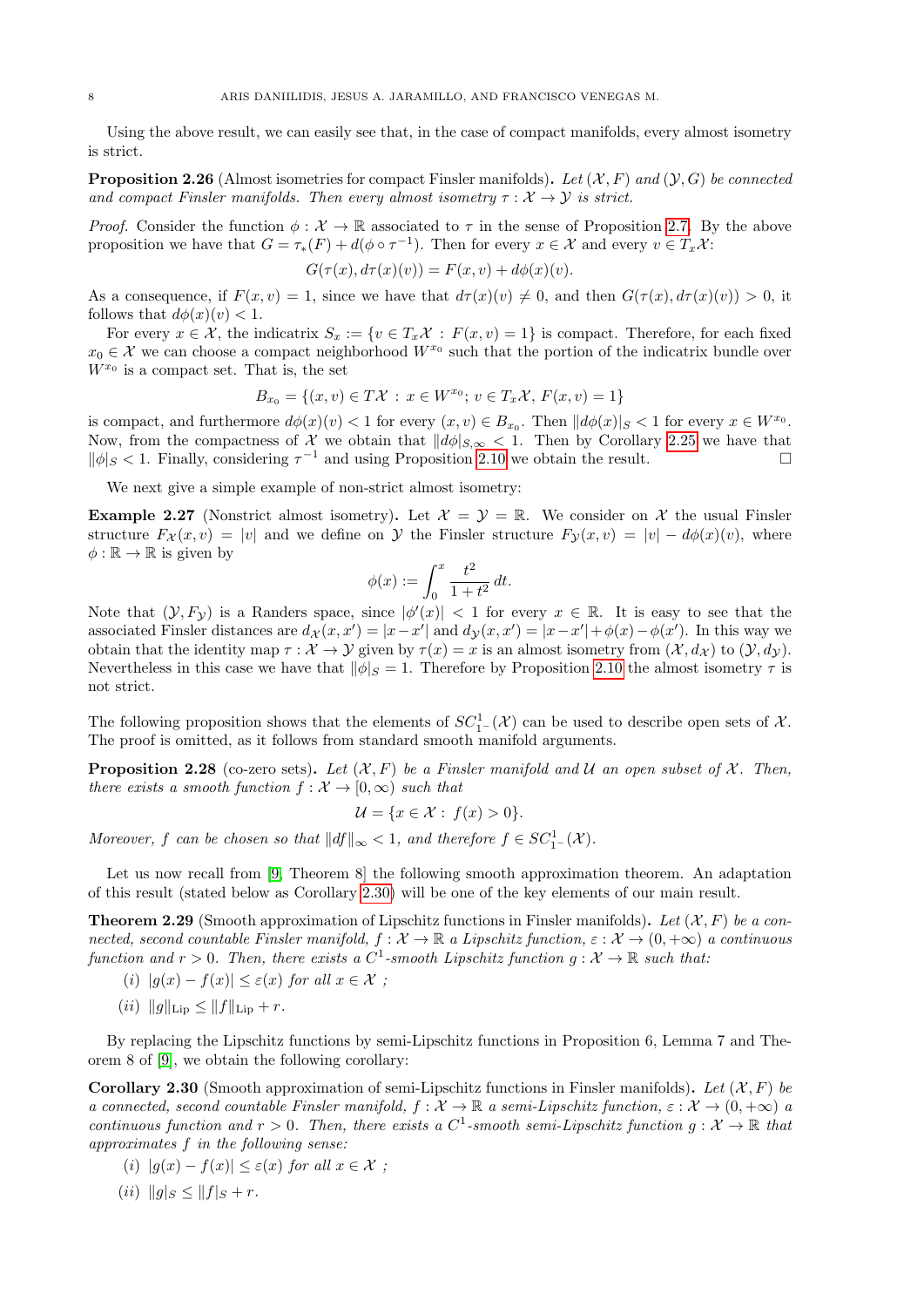Using the above result, we can easily see that, in the case of compact manifolds, every almost isometry is strict.

**Proposition 2.26** (Almost isometries for compact Finsler manifolds)**.** *Let $(\mathcal{X}, F)$ and $(\mathcal{Y}, G)$ be connected and compact Finsler manifolds. Then every almost isometry $\tau : \mathcal{X} \to \mathcal{Y}$ is strict.*

*Proof.* Consider the function $\phi : \mathcal{X} \to \mathbb{R}$ associated to $\tau$ in the sense of Proposition 2.7. By the above proposition we have that $G = \tau_*(F) + d(\phi \circ \tau^{-1})$. Then for every $x \in \mathcal{X}$ and every $v \in T_x\mathcal{X}$:

$$G(\tau(x), d\tau(x)(v)) = F(x, v) + d\phi(x)(v).$$

As a consequence, if $F(x, v) = 1$, since we have that $d\tau(x)(v) \neq 0$, and then $G(\tau(x), d\tau(x)(v)) > 0$, it follows that $d\phi(x)(v) < 1$.

For every $x \in \mathcal{X}$, the indicatrix $S_x := \{v \in T_x\mathcal{X} : F(x, v) = 1\}$ is compact. Therefore, for each fixed $x_0 \in \mathcal{X}$ we can choose a compact neighborhood $W^{x_0}$ such that the portion of the indicatrix bundle over $W^{x_0}$ is a compact set. That is, the set

$$B_{x_0} = \{(x, v) \in T\mathcal{X} : x \in W^{x_0};\ v \in T_x\mathcal{X},\ F(x, v) = 1\}$$

is compact, and furthermore $d\phi(x)(v) < 1$ for every $(x, v) \in B_{x_0}$. Then $\|d\phi(x)|_S < 1$ for every $x \in W^{x_0}$. Now, from the compactness of $\mathcal{X}$ we obtain that $\|d\phi|_{S,\infty} < 1$. Then by Corollary 2.25 we have that $\|\phi|_S < 1$. Finally, considering $\tau^{-1}$ and using Proposition 2.10 we obtain the result. □

We next give a simple example of non-strict almost isometry:

**Example 2.27** (Nonstrict almost isometry)**.** Let $\mathcal{X} = \mathcal{Y} = \mathbb{R}$. We consider on $\mathcal{X}$ the usual Finsler structure $F_{\mathcal{X}}(x, v) = |v|$ and we define on $\mathcal{Y}$ the Finsler structure $F_{\mathcal{Y}}(x, v) = |v| - d\phi(x)(v)$, where $\phi : \mathbb{R} \to \mathbb{R}$ is given by

$$\phi(x) := \int_0^x \frac{t^2}{1 + t^2}\, dt.$$

Note that $(\mathcal{Y}, F_{\mathcal{Y}})$ is a Randers space, since $|\phi'(x)| < 1$ for every $x \in \mathbb{R}$. It is easy to see that the associated Finsler distances are $d_{\mathcal{X}}(x, x') = |x - x'|$ and $d_{\mathcal{Y}}(x, x') = |x - x'| + \phi(x) - \phi(x')$. In this way we obtain that the identity map $\tau : \mathcal{X} \to \mathcal{Y}$ given by $\tau(x) = x$ is an almost isometry from $(\mathcal{X}, d_{\mathcal{X}})$ to $(\mathcal{Y}, d_{\mathcal{Y}})$. Nevertheless in this case we have that $\|\phi|_S = 1$. Therefore by Proposition 2.10 the almost isometry $\tau$ is not strict.

The following proposition shows that the elements of $SC^1_{1^-}(\mathcal{X})$ can be used to describe open sets of $\mathcal{X}$. The proof is omitted, as it follows from standard smooth manifold arguments.

**Proposition 2.28** (co-zero sets)**.** *Let $(\mathcal{X}, F)$ be a Finsler manifold and $\mathcal{U}$ an open subset of $\mathcal{X}$. Then, there exists a smooth function $f : \mathcal{X} \to [0, \infty)$ such that*

$$\mathcal{U} = \{x \in \mathcal{X} :\ f(x) > 0\}.$$

*Moreover, $f$ can be chosen so that $\|df\|_\infty < 1$, and therefore $f \in SC^1_{1^-}(\mathcal{X})$.*

Let us now recall from [9, Theorem 8] the following smooth approximation theorem. An adaptation of this result (stated below as Corollary 2.30) will be one of the key elements of our main result.

**Theorem 2.29** (Smooth approximation of Lipschitz functions in Finsler manifolds)**.** *Let $(\mathcal{X}, F)$ be a connected, second countable Finsler manifold, $f : \mathcal{X} \to \mathbb{R}$ a Lipschitz function, $\varepsilon : \mathcal{X} \to (0, +\infty)$ a continuous function and $r > 0$. Then, there exists a $C^1$-smooth Lipschitz function $g : \mathcal{X} \to \mathbb{R}$ such that:*

- *(i)* $|g(x) - f(x)| \leq \varepsilon(x)$ *for all* $x \in \mathcal{X}$ *;*
- *(ii)* $\|g\|_{\mathrm{Lip}} \leq \|f\|_{\mathrm{Lip}} + r$.

By replacing the Lipschitz functions by semi-Lipschitz functions in Proposition 6, Lemma 7 and Theorem 8 of [9], we obtain the following corollary:

**Corollary 2.30** (Smooth approximation of semi-Lipschitz functions in Finsler manifolds)**.** *Let $(\mathcal{X}, F)$ be a connected, second countable Finsler manifold, $f : \mathcal{X} \to \mathbb{R}$ a semi-Lipschitz function, $\varepsilon : \mathcal{X} \to (0, +\infty)$ a continuous function and $r > 0$. Then, there exists a $C^1$-smooth semi-Lipschitz function $g : \mathcal{X} \to \mathbb{R}$ that approximates $f$ in the following sense:*

- *(i)* $|g(x) - f(x)| \leq \varepsilon(x)$ *for all* $x \in \mathcal{X}$ *;*
- *(ii)* $\|g|_S \leq \|f|_S + r$.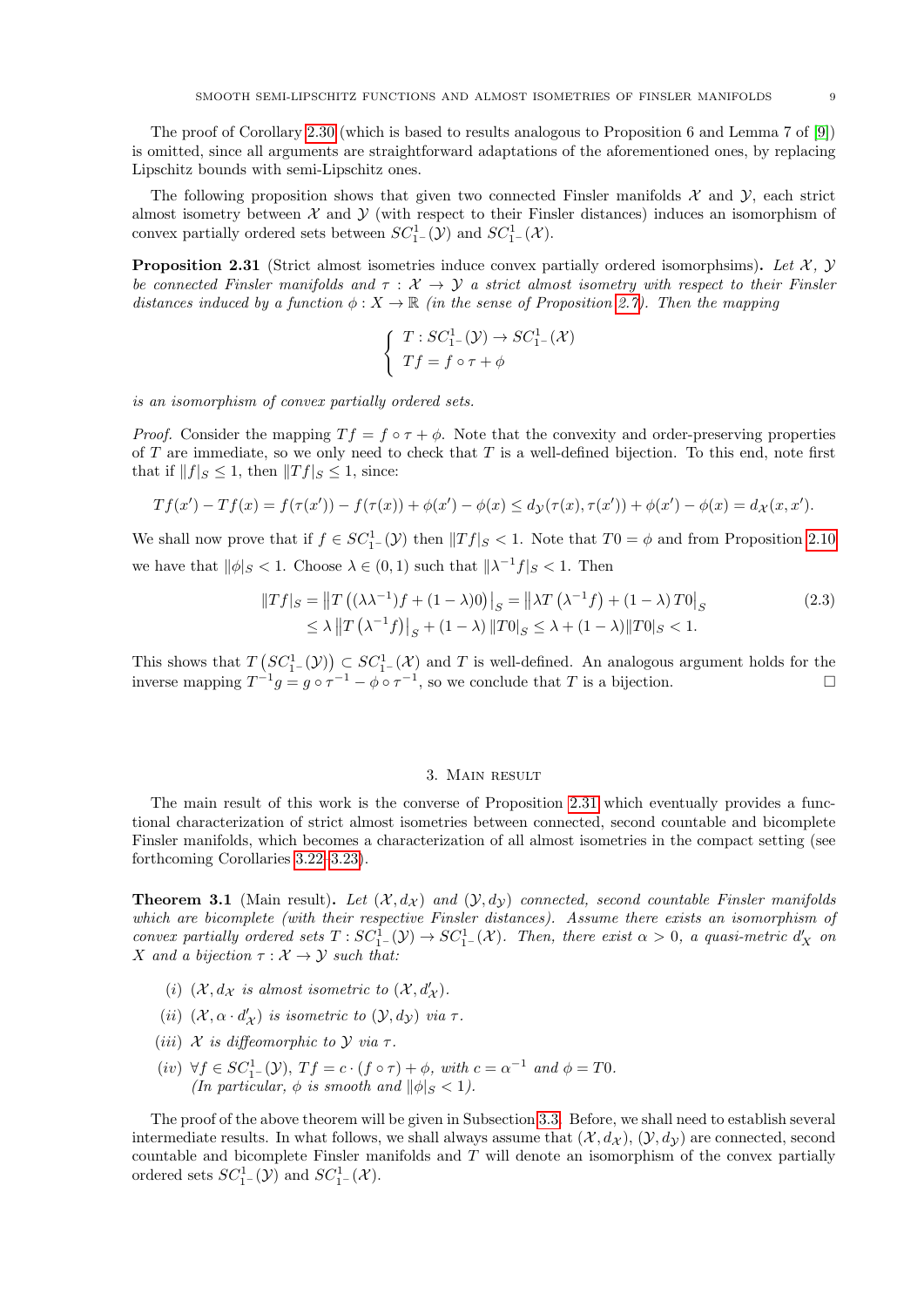The proof of Corollary 2.30 (which is based to results analogous to Proposition 6 and Lemma 7 of [9]) is omitted, since all arguments are straightforward adaptations of the aforementioned ones, by replacing Lipschitz bounds with semi-Lipschitz ones.

The following proposition shows that given two connected Finsler manifolds $\mathcal{X}$ and $\mathcal{Y}$, each strict almost isometry between $\mathcal{X}$ and $\mathcal{Y}$ (with respect to their Finsler distances) induces an isomorphism of convex partially ordered sets between $SC^1_{1^-}(\mathcal{Y})$ and $SC^1_{1^-}(\mathcal{X})$.

**Proposition 2.31** (Strict almost isometries induce convex partially ordered isomorphsims)**.** *Let $\mathcal{X}$, $\mathcal{Y}$ be connected Finsler manifolds and $\tau : \mathcal{X} \to \mathcal{Y}$ a strict almost isometry with respect to their Finsler distances induced by a function $\phi : X \to \mathbb{R}$ (in the sense of Proposition 2.7). Then the mapping*

$$\begin{cases} T : SC^1_{1^-}(\mathcal{Y}) \to SC^1_{1^-}(\mathcal{X}) \\ Tf = f \circ \tau + \phi \end{cases}$$

*is an isomorphism of convex partially ordered sets.*

*Proof.* Consider the mapping $Tf = f \circ \tau + \phi$. Note that the convexity and order-preserving properties of $T$ are immediate, so we only need to check that $T$ is a well-defined bijection. To this end, note first that if $\|f|_S \leq 1$, then $\|Tf|_S \leq 1$, since:

$$Tf(x') - Tf(x) = f(\tau(x')) - f(\tau(x)) + \phi(x') - \phi(x) \leq d_{\mathcal{Y}}(\tau(x), \tau(x')) + \phi(x') - \phi(x) = d_{\mathcal{X}}(x, x').$$

We shall now prove that if $f \in SC^1_{1^-}(\mathcal{Y})$ then $\|Tf|_S < 1$. Note that $T0 = \phi$ and from Proposition 2.10 we have that $\|\phi|_S < 1$. Choose $\lambda \in (0,1)$ such that $\|\lambda^{-1} f|_S < 1$. Then

$$\begin{aligned} \|Tf|_S &= \left\|T\left((\lambda\lambda^{-1})f + (1-\lambda)0\right)\right|_S = \left\|\lambda T\left(\lambda^{-1} f\right) + (1-\lambda)\, T0\right|_S \\ &\leq \lambda \left\|T\left(\lambda^{-1} f\right)\right|_S + (1-\lambda)\left\|T0\right|_S \leq \lambda + (1-\lambda)\|T0|_S < 1. \end{aligned} \tag{2.3}$$

This shows that $T\left(SC^1_{1^-}(\mathcal{Y})\right) \subset SC^1_{1^-}(\mathcal{X})$ and $T$ is well-defined. An analogous argument holds for the inverse mapping $T^{-1}g = g \circ \tau^{-1} - \phi \circ \tau^{-1}$, so we conclude that $T$ is a bijection. $\square$

## 3. Main result

The main result of this work is the converse of Proposition 2.31 which eventually provides a functional characterization of strict almost isometries between connected, second countable and bicomplete Finsler manifolds, which becomes a characterization of all almost isometries in the compact setting (see forthcoming Corollaries 3.22–3.23).

**Theorem 3.1** (Main result)**.** *Let $(\mathcal{X}, d_{\mathcal{X}})$ and $(\mathcal{Y}, d_{\mathcal{Y}})$ connected, second countable Finsler manifolds which are bicomplete (with their respective Finsler distances). Assume there exists an isomorphism of convex partially ordered sets $T : SC^1_{1^-}(\mathcal{Y}) \to SC^1_{1^-}(\mathcal{X})$. Then, there exist $\alpha > 0$, a quasi-metric $d'_X$ on $X$ and a bijection $\tau : \mathcal{X} \to \mathcal{Y}$ such that:*

- *(i)* *$(\mathcal{X}, d_{\mathcal{X}}$ is almost isometric to $(\mathcal{X}, d'_{\mathcal{X}})$.*
- *(ii)* *$(\mathcal{X}, \alpha \cdot d'_{\mathcal{X}})$ is isometric to $(\mathcal{Y}, d_{\mathcal{Y}})$ via $\tau$.*
- *(iii)* *$\mathcal{X}$ is diffeomorphic to $\mathcal{Y}$ via $\tau$.*
- *(iv)* *$\forall f \in SC^1_{1^-}(\mathcal{Y})$, $Tf = c \cdot (f \circ \tau) + \phi$, with $c = \alpha^{-1}$ and $\phi = T0$.*
  *(In particular, $\phi$ is smooth and $\|\phi|_S < 1$).*

The proof of the above theorem will be given in Subsection 3.3. Before, we shall need to establish several intermediate results. In what follows, we shall always assume that $(\mathcal{X}, d_{\mathcal{X}})$, $(\mathcal{Y}, d_{\mathcal{Y}})$ are connected, second countable and bicomplete Finsler manifolds and $T$ will denote an isomorphism of the convex partially ordered sets $SC^1_{1^-}(\mathcal{Y})$ and $SC^1_{1^-}(\mathcal{X})$.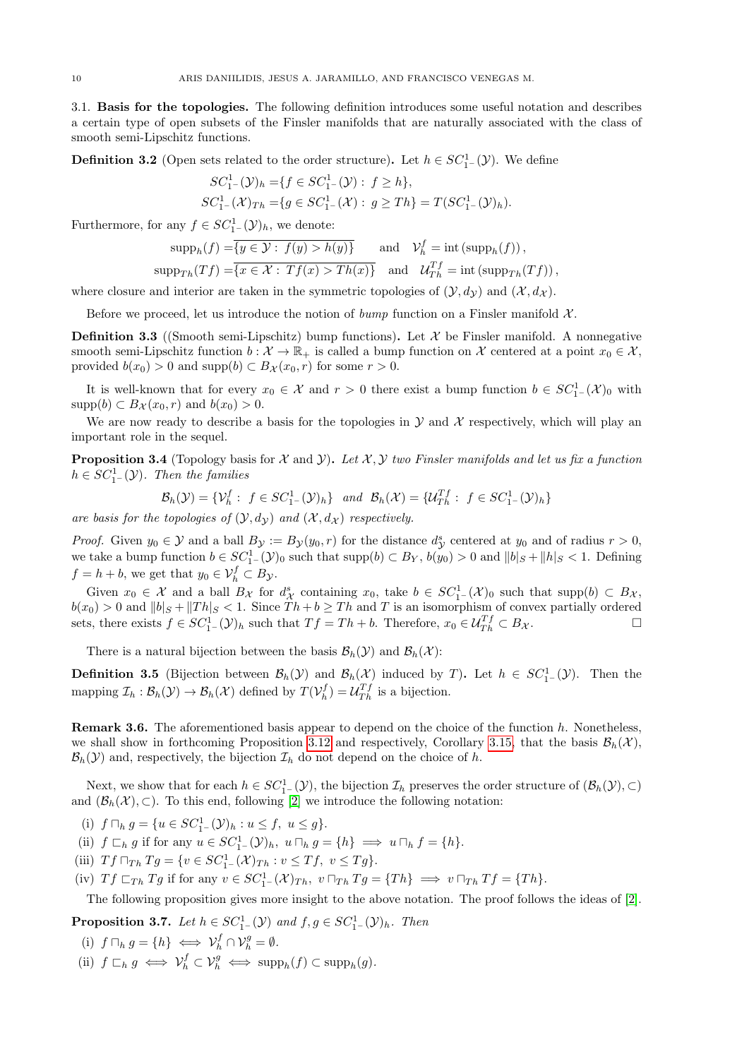### 3.1. Basis for the topologies.

The following definition introduces some useful notation and describes a certain type of open subsets of the Finsler manifolds that are naturally associated with the class of smooth semi-Lipschitz functions.

**Definition 3.2** (Open sets related to the order structure)**.** Let $h \in SC^1_{1^-}(\mathcal{Y})$. We define

$$SC^1_{1^-}(\mathcal{Y})_h = \{f \in SC^1_{1^-}(\mathcal{Y}) :\ f \geq h\},$$
$$SC^1_{1^-}(\mathcal{X})_{Th} = \{g \in SC^1_{1^-}(\mathcal{X}) :\ g \geq Th\} = T(SC^1_{1^-}(\mathcal{Y})_h).$$

Furthermore, for any $f \in SC^1_{1^-}(\mathcal{Y})_h$, we denote:

$$\mathrm{supp}_h(f) = \overline{\{y \in \mathcal{Y} :\ f(y) > h(y)\}} \quad \text{and} \quad \mathcal{V}^f_h = \mathrm{int}\,(\mathrm{supp}_h(f)),$$
$$\mathrm{supp}_{Th}(Tf) = \overline{\{x \in \mathcal{X} :\ Tf(x) > Th(x)\}} \quad \text{and} \quad \mathcal{U}^{Tf}_{Th} = \mathrm{int}\,(\mathrm{supp}_{Th}(Tf)),$$

where closure and interior are taken in the symmetric topologies of $(\mathcal{Y}, d_{\mathcal{Y}})$ and $(\mathcal{X}, d_{\mathcal{X}})$.

Before we proceed, let us introduce the notion of *bump* function on a Finsler manifold $\mathcal{X}$.

**Definition 3.3** ((Smooth semi-Lipschitz) bump functions)**.** Let $\mathcal{X}$ be Finsler manifold. A nonnegative smooth semi-Lipschitz function $b : \mathcal{X} \to \mathbb{R}_+$ is called a bump function on $\mathcal{X}$ centered at a point $x_0 \in \mathcal{X}$, provided $b(x_0) > 0$ and $\mathrm{supp}(b) \subset B_{\mathcal{X}}(x_0, r)$ for some $r > 0$.

It is well-known that for every $x_0 \in \mathcal{X}$ and $r > 0$ there exist a bump function $b \in SC^1_{1^-}(\mathcal{X})_0$ with $\mathrm{supp}(b) \subset B_{\mathcal{X}}(x_0, r)$ and $b(x_0) > 0$.

We are now ready to describe a basis for the topologies in $\mathcal{Y}$ and $\mathcal{X}$ respectively, which will play an important role in the sequel.

**Proposition 3.4** (Topology basis for $\mathcal{X}$ and $\mathcal{Y}$)**.** *Let $\mathcal{X}, \mathcal{Y}$ two Finsler manifolds and let us fix a function $h \in SC^1_{1^-}(\mathcal{Y})$. Then the families*

$$\mathcal{B}_h(\mathcal{Y}) = \{\mathcal{V}^f_h :\ f \in SC^1_{1^-}(\mathcal{Y})_h\} \quad \textit{and} \quad \mathcal{B}_h(\mathcal{X}) = \{\mathcal{U}^{Tf}_{Th} :\ f \in SC^1_{1^-}(\mathcal{Y})_h\}$$

*are basis for the topologies of $(\mathcal{Y}, d_{\mathcal{Y}})$ and $(\mathcal{X}, d_{\mathcal{X}})$ respectively.*

*Proof.* Given $y_0 \in \mathcal{Y}$ and a ball $B_{\mathcal{Y}} := B_{\mathcal{Y}}(y_0, r)$ for the distance $d^s_{\mathcal{Y}}$ centered at $y_0$ and of radius $r > 0$, we take a bump function $b \in SC^1_{1^-}(\mathcal{Y})_0$ such that $\mathrm{supp}(b) \subset B_Y$, $b(y_0) > 0$ and $\|b|_S + \|h|_S < 1$. Defining $f = h + b$, we get that $y_0 \in \mathcal{V}^f_h \subset B_{\mathcal{Y}}$.

Given $x_0 \in \mathcal{X}$ and a ball $B_{\mathcal{X}}$ for $d^s_{\mathcal{X}}$ containing $x_0$, take $b \in SC^1_{1^-}(\mathcal{X})_0$ such that $\mathrm{supp}(b) \subset B_{\mathcal{X}}$, $b(x_0) > 0$ and $\|b|_S + \|Th|_S < 1$. Since $Th + b \geq Th$ and $T$ is an isomorphism of convex partially ordered sets, there exists $f \in SC^1_{1^-}(\mathcal{Y})_h$ such that $Tf = Th + b$. Therefore, $x_0 \in \mathcal{U}^{Tf}_{Th} \subset B_{\mathcal{X}}$. $\square$

There is a natural bijection between the basis $\mathcal{B}_h(\mathcal{Y})$ and $\mathcal{B}_h(\mathcal{X})$:

**Definition 3.5** (Bijection between $\mathcal{B}_h(\mathcal{Y})$ and $\mathcal{B}_h(\mathcal{X})$ induced by $T$)**.** Let $h \in SC^1_{1^-}(\mathcal{Y})$. Then the mapping $\mathcal{I}_h : \mathcal{B}_h(\mathcal{Y}) \to \mathcal{B}_h(\mathcal{X})$ defined by $T(\mathcal{V}^f_h) = \mathcal{U}^{Tf}_{Th}$ is a bijection.

**Remark 3.6.** The aforementioned basis appear to depend on the choice of the function $h$. Nonetheless, we shall show in forthcoming Proposition 3.12 and respectively, Corollary 3.15, that the basis $\mathcal{B}_h(\mathcal{X})$, $\mathcal{B}_h(\mathcal{Y})$ and, respectively, the bijection $\mathcal{I}_h$ do not depend on the choice of $h$.

Next, we show that for each $h \in SC^1_{1^-}(\mathcal{Y})$, the bijection $\mathcal{I}_h$ preserves the order structure of $(\mathcal{B}_h(\mathcal{Y}), \subset)$ and $(\mathcal{B}_h(\mathcal{X}), \subset)$. To this end, following [2] we introduce the following notation:

(i) $f \sqcap_h g = \{u \in SC^1_{1^-}(\mathcal{Y})_h : u \leq f,\ u \leq g\}$.

(ii) $f \sqsubset_h g$ if for any $u \in SC^1_{1^-}(\mathcal{Y})_h,\ u \sqcap_h g = \{h\} \implies u \sqcap_h f = \{h\}$.

(iii) $Tf \sqcap_{Th} Tg = \{v \in SC^1_{1^-}(\mathcal{X})_{Th} : v \leq Tf,\ v \leq Tg\}$.

(iv) $Tf \sqsubset_{Th} Tg$ if for any $v \in SC^1_{1^-}(\mathcal{X})_{Th},\ v \sqcap_{Th} Tg = \{Th\} \implies v \sqcap_{Th} Tf = \{Th\}$.

The following proposition gives more insight to the above notation. The proof follows the ideas of [2].

**Proposition 3.7.** *Let $h \in SC^1_{1^-}(\mathcal{Y})$ and $f, g \in SC^1_{1^-}(\mathcal{Y})_h$. Then*

(i) $f \sqcap_h g = \{h\} \iff \mathcal{V}^f_h \cap \mathcal{V}^g_h = \emptyset$.

(ii) $f \sqsubset_h g \iff \mathcal{V}^f_h \subset \mathcal{V}^g_h \iff \mathrm{supp}_h(f) \subset \mathrm{supp}_h(g)$.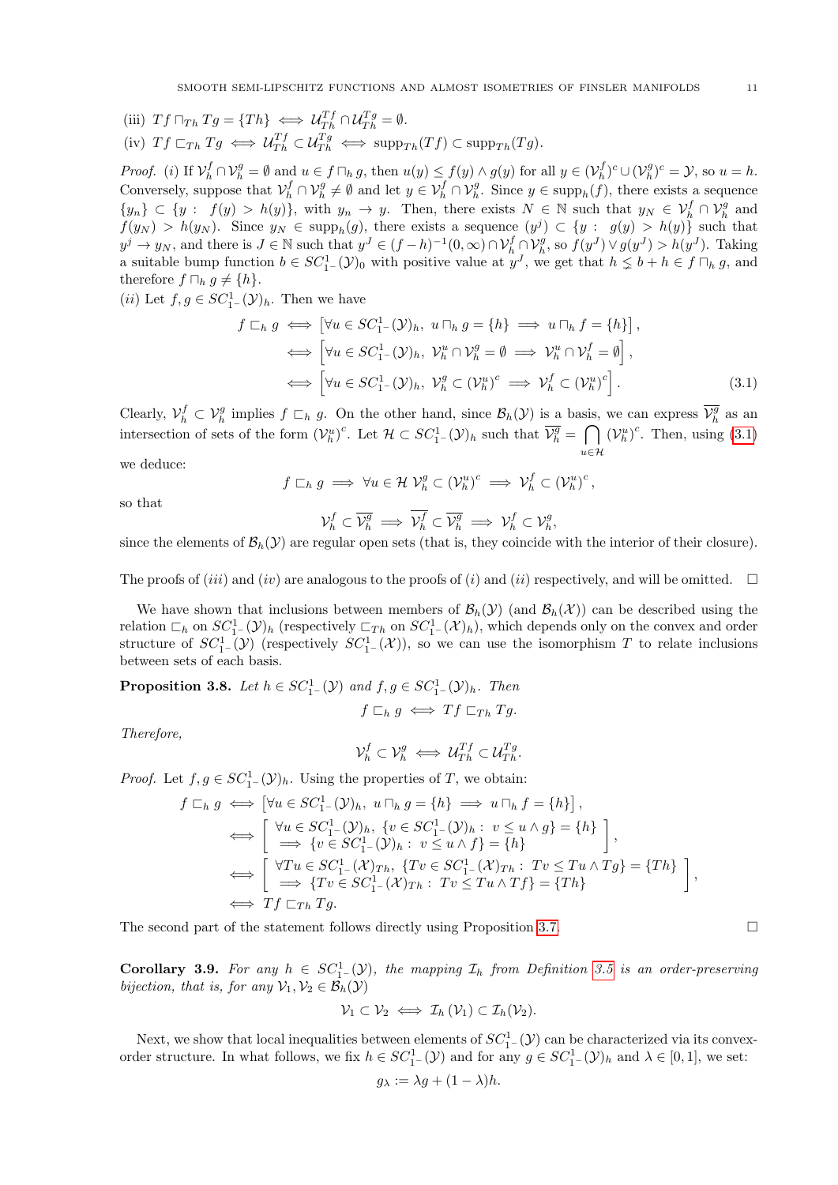(iii) $Tf \sqcap_{Th} Tg = \{Th\} \iff \mathcal{U}^{Tf}_{Th} \cap \mathcal{U}^{Tg}_{Th} = \emptyset$.

(iv) $Tf \sqsubset_{Th} Tg \iff \mathcal{U}^{Tf}_{Th} \subset \mathcal{U}^{Tg}_{Th} \iff \mathrm{supp}_{Th}(Tf) \subset \mathrm{supp}_{Th}(Tg)$.

*Proof.* *(i)* If $\mathcal{V}^f_h \cap \mathcal{V}^g_h = \emptyset$ and $u \in f \sqcap_h g$, then $u(y) \le f(y) \wedge g(y)$ for all $y \in (\mathcal{V}^f_h)^c \cup (\mathcal{V}^g_h)^c = \mathcal{Y}$, so $u = h$. Conversely, suppose that $\mathcal{V}^f_h \cap \mathcal{V}^g_h \neq \emptyset$ and let $y \in \mathcal{V}^f_h \cap \mathcal{V}^g_h$. Since $y \in \mathrm{supp}_h(f)$, there exists a sequence $\{y_n\} \subset \{y : \ f(y) > h(y)\}$, with $y_n \to y$. Then, there exists $N \in \mathbb{N}$ such that $y_N \in \mathcal{V}^f_h \cap \mathcal{V}^g_h$ and $f(y_N) > h(y_N)$. Since $y_N \in \mathrm{supp}_h(g)$, there exists a sequence $(y^j) \subset \{y : \ g(y) > h(y)\}$ such that $y^j \to y_N$, and there is $J \in \mathbb{N}$ such that $y^J \in (f-h)^{-1}(0,\infty) \cap \mathcal{V}^f_h \cap \mathcal{V}^g_h$, so $f(y^J) \vee g(y^J) > h(y^J)$. Taking a suitable bump function $b \in SC^1_{1^-}(\mathcal{Y})_0$ with positive value at $y^J$, we get that $h \lneq b + h \in f \sqcap_h g$, and therefore $f \sqcap_h g \neq \{h\}$.

*(ii)* Let $f, g \in SC^1_{1^-}(\mathcal{Y})_h$. Then we have

$$
\begin{aligned}
f \sqsubset_h g &\iff \left[\forall u \in SC^1_{1^-}(\mathcal{Y})_h,\ u \sqcap_h g = \{h\} \implies u \sqcap_h f = \{h\}\right], \\
&\iff \left[\forall u \in SC^1_{1^-}(\mathcal{Y})_h,\ \mathcal{V}^u_h \cap \mathcal{V}^g_h = \emptyset \implies \mathcal{V}^u_h \cap \mathcal{V}^f_h = \emptyset\right], \\
&\iff \left[\forall u \in SC^1_{1^-}(\mathcal{Y})_h,\ \mathcal{V}^g_h \subset (\mathcal{V}^u_h)^c \implies \mathcal{V}^f_h \subset (\mathcal{V}^u_h)^c\right].
\end{aligned}
\tag{3.1}
$$

Clearly, $\mathcal{V}^f_h \subset \mathcal{V}^g_h$ implies $f \sqsubset_h g$. On the other hand, since $\mathcal{B}_h(\mathcal{Y})$ is a basis, we can express $\overline{\mathcal{V}^g_h}$ as an intersection of sets of the form $(\mathcal{V}^u_h)^c$. Let $\mathcal{H} \subset SC^1_{1^-}(\mathcal{Y})_h$ such that $\overline{\mathcal{V}^g_h} = \bigcap_{u \in \mathcal{H}} (\mathcal{V}^u_h)^c$. Then, using (3.1) we deduce:

$$
f \sqsubset_h g \implies \forall u \in \mathcal{H}\ \mathcal{V}^g_h \subset (\mathcal{V}^u_h)^c \implies \mathcal{V}^f_h \subset (\mathcal{V}^u_h)^c,
$$

so that

$$
\mathcal{V}^f_h \subset \overline{\mathcal{V}^g_h} \implies \overline{\mathcal{V}^f_h} \subset \overline{\mathcal{V}^g_h} \implies \mathcal{V}^f_h \subset \mathcal{V}^g_h,
$$

since the elements of $\mathcal{B}_h(\mathcal{Y})$ are regular open sets (that is, they coincide with the interior of their closure).

The proofs of *(iii)* and *(iv)* are analogous to the proofs of *(i)* and *(ii)* respectively, and will be omitted. $\square$

We have shown that inclusions between members of $\mathcal{B}_h(\mathcal{Y})$ (and $\mathcal{B}_h(\mathcal{X})$) can be described using the relation $\sqsubset_h$ on $SC^1_{1^-}(\mathcal{Y})_h$ (respectively $\sqsubset_{Th}$ on $SC^1_{1^-}(\mathcal{X})_h$), which depends only on the convex and order structure of $SC^1_{1^-}(\mathcal{Y})$ (respectively $SC^1_{1^-}(\mathcal{X})$), so we can use the isomorphism $T$ to relate inclusions between sets of each basis.

**Proposition 3.8.** *Let $h \in SC^1_{1^-}(\mathcal{Y})$ and $f, g \in SC^1_{1^-}(\mathcal{Y})_h$. Then*

$$
f \sqsubset_h g \iff Tf \sqsubset_{Th} Tg.
$$

*Therefore,*

$$
\mathcal{V}^f_h \subset \mathcal{V}^g_h \iff \mathcal{U}^{Tf}_{Th} \subset \mathcal{U}^{Tg}_{Th}.
$$

*Proof.* Let $f, g \in SC^1_{1^-}(\mathcal{Y})_h$. Using the properties of $T$, we obtain:

$$
\begin{aligned}
f \sqsubset_h g &\iff \left[\forall u \in SC^1_{1^-}(\mathcal{Y})_h,\ u \sqcap_h g = \{h\} \implies u \sqcap_h f = \{h\}\right], \\
&\iff \left[\begin{array}{l} \forall u \in SC^1_{1^-}(\mathcal{Y})_h,\ \{v \in SC^1_{1^-}(\mathcal{Y})_h :\ v \le u \wedge g\} = \{h\} \\ \implies \{v \in SC^1_{1^-}(\mathcal{Y})_h :\ v \le u \wedge f\} = \{h\} \end{array}\right], \\
&\iff \left[\begin{array}{l} \forall Tu \in SC^1_{1^-}(\mathcal{X})_{Th},\ \{Tv \in SC^1_{1^-}(\mathcal{X})_{Th} :\ Tv \le Tu \wedge Tg\} = \{Th\} \\ \implies \{Tv \in SC^1_{1^-}(\mathcal{X})_{Th} :\ Tv \le Tu \wedge Tf\} = \{Th\} \end{array}\right], \\
&\iff Tf \sqsubset_{Th} Tg.
\end{aligned}
$$

The second part of the statement follows directly using Proposition 3.7. $\square$

**Corollary 3.9.** *For any $h \in SC^1_{1^-}(\mathcal{Y})$, the mapping $\mathcal{I}_h$ from Definition 3.5 is an order-preserving bijection, that is, for any $\mathcal{V}_1, \mathcal{V}_2 \in \mathcal{B}_h(\mathcal{Y})$*

$$
\mathcal{V}_1 \subset \mathcal{V}_2 \iff \mathcal{I}_h(\mathcal{V}_1) \subset \mathcal{I}_h(\mathcal{V}_2).
$$

Next, we show that local inequalities between elements of $SC^1_{1^-}(\mathcal{Y})$ can be characterized via its convex-order structure. In what follows, we fix $h \in SC^1_{1^-}(\mathcal{Y})$ and for any $g \in SC^1_{1^-}(\mathcal{Y})_h$ and $\lambda \in [0,1]$, we set:

$$
g_\lambda := \lambda g + (1-\lambda)h.
$$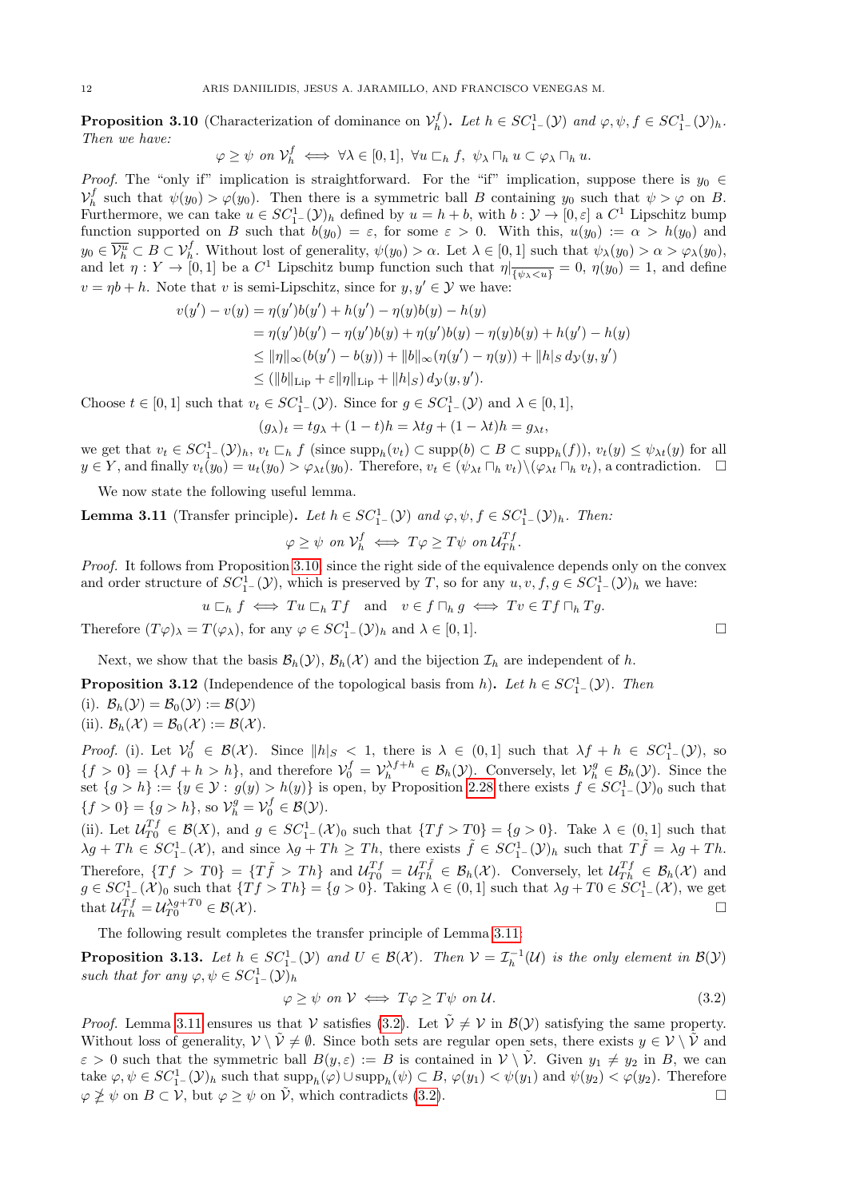**Proposition 3.10** (Characterization of dominance on $\mathcal{V}_h^f$)**.** *Let $h \in SC^1_{1^-}(\mathcal{Y})$ and $\varphi, \psi, f \in SC^1_{1^-}(\mathcal{Y})_h$. Then we have:*

$$\varphi \geq \psi \text{ on } \mathcal{V}_h^f \iff \forall \lambda \in [0,1],\ \forall u \sqsubset_h f,\ \psi_\lambda \sqcap_h u \subset \varphi_\lambda \sqcap_h u.$$

*Proof.* The "only if" implication is straightforward. For the "if" implication, suppose there is $y_0 \in \mathcal{V}_h^f$ such that $\psi(y_0) > \varphi(y_0)$. Then there is a symmetric ball $B$ containing $y_0$ such that $\psi > \varphi$ on $B$. Furthermore, we can take $u \in SC^1_{1^-}(\mathcal{Y})_h$ defined by $u = h + b$, with $b : \mathcal{Y} \to [0, \varepsilon]$ a $C^1$ Lipschitz bump function supported on $B$ such that $b(y_0) = \varepsilon$, for some $\varepsilon > 0$. With this, $u(y_0) := \alpha > h(y_0)$ and $y_0 \in \overline{\mathcal{V}_h^u} \subset B \subset \mathcal{V}_h^f$. Without lost of generality, $\psi(y_0) > \alpha$. Let $\lambda \in [0,1]$ such that $\psi_\lambda(y_0) > \alpha > \varphi_\lambda(y_0)$, and let $\eta : Y \to [0,1]$ be a $C^1$ Lipschitz bump function such that $\eta|_{\overline{\{\psi_\lambda < u\}}} = 0$, $\eta(y_0) = 1$, and define $v = \eta b + h$. Note that $v$ is semi-Lipschitz, since for $y, y' \in \mathcal{Y}$ we have:

$$\begin{aligned}
v(y') - v(y) &= \eta(y')b(y') + h(y') - \eta(y)b(y) - h(y) \\
&= \eta(y')b(y') - \eta(y')b(y) + \eta(y')b(y) - \eta(y)b(y) + h(y') - h(y) \\
&\leq \|\eta\|_\infty (b(y') - b(y)) + \|b\|_\infty (\eta(y') - \eta(y)) + \|h|_S\, d_{\mathcal{Y}}(y, y') \\
&\leq (\|b\|_{\mathrm{Lip}} + \varepsilon \|\eta\|_{\mathrm{Lip}} + \|h|_S)\, d_{\mathcal{Y}}(y, y').
\end{aligned}$$

Choose $t \in [0,1]$ such that $v_t \in SC^1_{1^-}(\mathcal{Y})$. Since for $g \in SC^1_{1^-}(\mathcal{Y})$ and $\lambda \in [0,1]$,

$$(g_\lambda)_t = t g_\lambda + (1-t)h = \lambda t g + (1 - \lambda t)h = g_{\lambda t},$$

we get that $v_t \in SC^1_{1^-}(\mathcal{Y})_h$, $v_t \sqsubset_h f$ (since $\mathrm{supp}_h(v_t) \subset \mathrm{supp}(b) \subset B \subset \mathrm{supp}_h(f)$), $v_t(y) \leq \psi_{\lambda t}(y)$ for all $y \in Y$, and finally $v_t(y_0) = u_t(y_0) > \varphi_{\lambda t}(y_0)$. Therefore, $v_t \in (\psi_{\lambda t} \sqcap_h v_t) \setminus (\varphi_{\lambda t} \sqcap_h v_t)$, a contradiction. $\square$

We now state the following useful lemma.

**Lemma 3.11** (Transfer principle)**.** *Let $h \in SC^1_{1^-}(\mathcal{Y})$ and $\varphi, \psi, f \in SC^1_{1^-}(\mathcal{Y})_h$. Then:*

$$\varphi \geq \psi \text{ on } \mathcal{V}_h^f \iff T\varphi \geq T\psi \text{ on } \mathcal{U}_{Th}^{Tf}.$$

*Proof.* It follows from Proposition 3.10, since the right side of the equivalence depends only on the convex and order structure of $SC^1_{1^-}(\mathcal{Y})$, which is preserved by $T$, so for any $u, v, f, g \in SC^1_{1^-}(\mathcal{Y})_h$ we have:

$$u \sqsubset_h f \iff Tu \sqsubset_h Tf \quad \text{and} \quad v \in f \sqcap_h g \iff Tv \in Tf \sqcap_h Tg.$$

Therefore $(T\varphi)_\lambda = T(\varphi_\lambda)$, for any $\varphi \in SC^1_{1^-}(\mathcal{Y})_h$ and $\lambda \in [0,1]$. $\square$

Next, we show that the basis $\mathcal{B}_h(\mathcal{Y})$, $\mathcal{B}_h(\mathcal{X})$ and the bijection $\mathcal{I}_h$ are independent of $h$.

**Proposition 3.12** (Independence of the topological basis from $h$)**.** *Let $h \in SC^1_{1^-}(\mathcal{Y})$. Then*
*(i). $\mathcal{B}_h(\mathcal{Y}) = \mathcal{B}_0(\mathcal{Y}) := \mathcal{B}(\mathcal{Y})$*
*(ii). $\mathcal{B}_h(\mathcal{X}) = \mathcal{B}_0(\mathcal{X}) := \mathcal{B}(\mathcal{X})$.*

*Proof.* (i). Let $\mathcal{V}_0^f \in \mathcal{B}(\mathcal{X})$. Since $\|h|_S < 1$, there is $\lambda \in (0,1]$ such that $\lambda f + h \in SC^1_{1^-}(\mathcal{Y})$, so $\{f > 0\} = \{\lambda f + h > h\}$, and therefore $\mathcal{V}_0^f = \mathcal{V}_h^{\lambda f + h} \in \mathcal{B}_h(\mathcal{Y})$. Conversely, let $\mathcal{V}_h^g \in \mathcal{B}_h(\mathcal{Y})$. Since the set $\{g > h\} := \{y \in \mathcal{Y} : g(y) > h(y)\}$ is open, by Proposition 2.28 there exists $f \in SC^1_{1^-}(\mathcal{Y})_0$ such that $\{f > 0\} = \{g > h\}$, so $\mathcal{V}_h^g = \mathcal{V}_0^f \in \mathcal{B}(\mathcal{Y})$.
(ii). Let $\mathcal{U}_{T0}^{Tf} \in \mathcal{B}(X)$, and $g \in SC^1_{1^-}(\mathcal{X})_0$ such that $\{Tf > T0\} = \{g > 0\}$. Take $\lambda \in (0,1]$ such that $\lambda g + Th \in SC^1_{1^-}(\mathcal{X})$, and since $\lambda g + Th \geq Th$, there exists $\tilde{f} \in SC^1_{1^-}(\mathcal{Y})_h$ such that $T\tilde{f} = \lambda g + Th$. Therefore, $\{Tf > T0\} = \{T\tilde{f} > Th\}$ and $\mathcal{U}_{T0}^{Tf} = \mathcal{U}_{Th}^{T\tilde{f}} \in \mathcal{B}_h(\mathcal{X})$. Conversely, let $\mathcal{U}_{Th}^{Tf} \in \mathcal{B}_h(\mathcal{X})$ and $g \in SC^1_{1^-}(\mathcal{X})_0$ such that $\{Tf > Th\} = \{g > 0\}$. Taking $\lambda \in (0,1)$ such that $\lambda g + T0 \in SC^1_{1^-}(\mathcal{X})$, we get that $\mathcal{U}_{Th}^{Tf} = \mathcal{U}_{T0}^{\lambda g + T0} \in \mathcal{B}(\mathcal{X})$. $\square$

The following result completes the transfer principle of Lemma 3.11:

**Proposition 3.13.** *Let $h \in SC^1_{1^-}(\mathcal{Y})$ and $U \in \mathcal{B}(\mathcal{X})$. Then $\mathcal{V} = \mathcal{I}_h^{-1}(\mathcal{U})$ is the only element in $\mathcal{B}(\mathcal{Y})$ such that for any $\varphi, \psi \in SC^1_{1^-}(\mathcal{Y})_h$*

$$\varphi \geq \psi \text{ on } \mathcal{V} \iff T\varphi \geq T\psi \text{ on } \mathcal{U}. \tag{3.2}$$

*Proof.* Lemma 3.11 ensures us that $\mathcal{V}$ satisfies (3.2). Let $\tilde{\mathcal{V}} \neq \mathcal{V}$ in $\mathcal{B}(\mathcal{Y})$ satisfying the same property. Without loss of generality, $\mathcal{V} \setminus \tilde{\mathcal{V}} \neq \emptyset$. Since both sets are regular open sets, there exists $y \in \mathcal{V} \setminus \tilde{\mathcal{V}}$ and $\varepsilon > 0$ such that the symmetric ball $B(y, \varepsilon) := B$ is contained in $\mathcal{V} \setminus \tilde{\mathcal{V}}$. Given $y_1 \neq y_2$ in $B$, we can take $\varphi, \psi \in SC^1_{1^-}(\mathcal{Y})_h$ such that $\mathrm{supp}_h(\varphi) \cup \mathrm{supp}_h(\psi) \subset B$, $\varphi(y_1) < \psi(y_1)$ and $\psi(y_2) < \varphi(y_2)$. Therefore $\varphi \not\geq \psi$ on $B \subset \mathcal{V}$, but $\varphi \geq \psi$ on $\tilde{\mathcal{V}}$, which contradicts (3.2). $\square$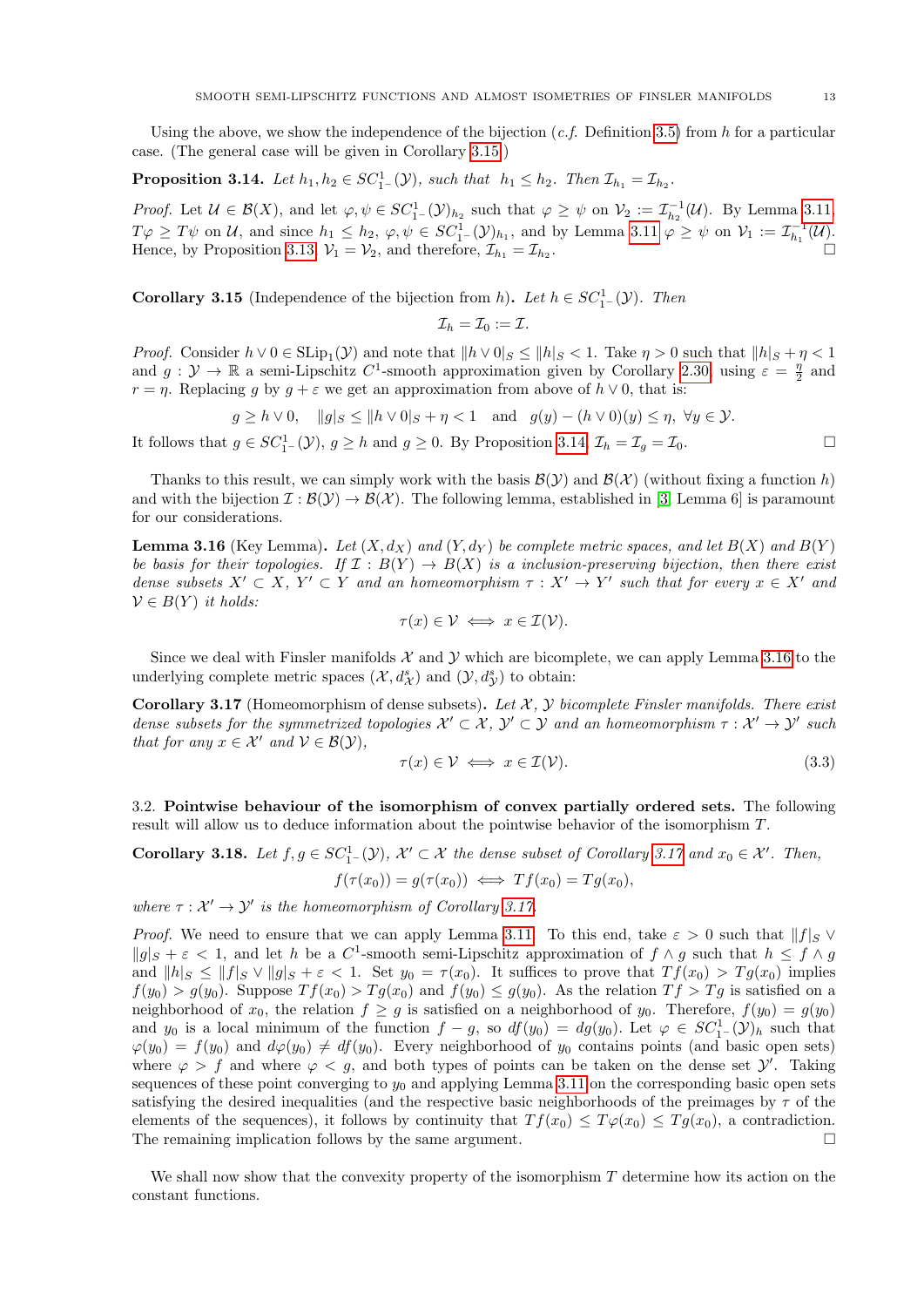Using the above, we show the independence of the bijection (*c.f.* Definition 3.5) from $h$ for a particular case. (The general case will be given in Corollary 3.15.)

**Proposition 3.14.** *Let $h_1, h_2 \in SC^1_{1^-}(\mathcal{Y})$, such that $h_1 \leq h_2$. Then $\mathcal{I}_{h_1} = \mathcal{I}_{h_2}$.*

*Proof.* Let $\mathcal{U} \in \mathcal{B}(X)$, and let $\varphi, \psi \in SC^1_{1^-}(\mathcal{Y})_{h_2}$ such that $\varphi \geq \psi$ on $\mathcal{V}_2 := \mathcal{I}^{-1}_{h_2}(\mathcal{U})$. By Lemma 3.11, $T\varphi \geq T\psi$ on $\mathcal{U}$, and since $h_1 \leq h_2$, $\varphi, \psi \in SC^1_{1^-}(\mathcal{Y})_{h_1}$, and by Lemma 3.11 $\varphi \geq \psi$ on $\mathcal{V}_1 := \mathcal{I}^{-1}_{h_1}(\mathcal{U})$. Hence, by Proposition 3.13, $\mathcal{V}_1 = \mathcal{V}_2$, and therefore, $\mathcal{I}_{h_1} = \mathcal{I}_{h_2}$. □

**Corollary 3.15** (Independence of the bijection from $h$)**.** *Let $h \in SC^1_{1^-}(\mathcal{Y})$. Then*

$$\mathcal{I}_h = \mathcal{I}_0 := \mathcal{I}.$$

*Proof.* Consider $h \vee 0 \in \mathrm{SLip}_1(\mathcal{Y})$ and note that $\|h \vee 0|_S \leq \|h|_S < 1$. Take $\eta > 0$ such that $\|h|_S + \eta < 1$ and $g : \mathcal{Y} \to \mathbb{R}$ a semi-Lipschitz $C^1$-smooth approximation given by Corollary 2.30, using $\varepsilon = \frac{\eta}{2}$ and $r = \eta$. Replacing $g$ by $g + \varepsilon$ we get an approximation from above of $h \vee 0$, that is:

$$g \geq h \vee 0, \quad \|g|_S \leq \|h \vee 0|_S + \eta < 1 \quad \text{and} \quad g(y) - (h \vee 0)(y) \leq \eta, \ \forall y \in \mathcal{Y}.$$

It follows that $g \in SC^1_{1^-}(\mathcal{Y})$, $g \geq h$ and $g \geq 0$. By Proposition 3.14, $\mathcal{I}_h = \mathcal{I}_g = \mathcal{I}_0$. □

Thanks to this result, we can simply work with the basis $\mathcal{B}(\mathcal{Y})$ and $\mathcal{B}(\mathcal{X})$ (without fixing a function $h$) and with the bijection $\mathcal{I} : \mathcal{B}(\mathcal{Y}) \to \mathcal{B}(\mathcal{X})$. The following lemma, established in [3, Lemma 6] is paramount for our considerations.

**Lemma 3.16** (Key Lemma)**.** *Let $(X, d_X)$ and $(Y, d_Y)$ be complete metric spaces, and let $B(X)$ and $B(Y)$ be basis for their topologies. If $\mathcal{I} : B(Y) \to B(X)$ is a inclusion-preserving bijection, then there exist dense subsets $X' \subset X$, $Y' \subset Y$ and an homeomorphism $\tau : X' \to Y'$ such that for every $x \in X'$ and $\mathcal{V} \in B(Y)$ it holds:*

$$\tau(x) \in \mathcal{V} \iff x \in \mathcal{I}(\mathcal{V}).$$

Since we deal with Finsler manifolds $\mathcal{X}$ and $\mathcal{Y}$ which are bicomplete, we can apply Lemma 3.16 to the underlying complete metric spaces $(\mathcal{X}, d^s_{\mathcal{X}})$ and $(\mathcal{Y}, d^s_{\mathcal{Y}})$ to obtain:

**Corollary 3.17** (Homeomorphism of dense subsets)**.** *Let $\mathcal{X}$, $\mathcal{Y}$ bicomplete Finsler manifolds. There exist dense subsets for the symmetrized topologies $\mathcal{X}' \subset \mathcal{X}$, $\mathcal{Y}' \subset \mathcal{Y}$ and an homeomorphism $\tau : \mathcal{X}' \to \mathcal{Y}'$ such that for any $x \in \mathcal{X}'$ and $\mathcal{V} \in \mathcal{B}(\mathcal{Y})$,*

$$\tau(x) \in \mathcal{V} \iff x \in \mathcal{I}(\mathcal{V}). \tag{3.3}$$

3.2. **Pointwise behaviour of the isomorphism of convex partially ordered sets.** The following result will allow us to deduce information about the pointwise behavior of the isomorphism $T$.

**Corollary 3.18.** *Let $f, g \in SC^1_{1^-}(\mathcal{Y})$, $\mathcal{X}' \subset \mathcal{X}$ the dense subset of Corollary 3.17 and $x_0 \in \mathcal{X}'$. Then,*

$$f(\tau(x_0)) = g(\tau(x_0)) \iff Tf(x_0) = Tg(x_0),$$

*where $\tau : \mathcal{X}' \to \mathcal{Y}'$ is the homeomorphism of Corollary 3.17.*

*Proof.* We need to ensure that we can apply Lemma 3.11. To this end, take $\varepsilon > 0$ such that $\|f|_S \vee \|g|_S + \varepsilon < 1$, and let $h$ be a $C^1$-smooth semi-Lipschitz approximation of $f \wedge g$ such that $h \leq f \wedge g$ and $\|h|_S \leq \|f|_S \vee \|g|_S + \varepsilon < 1$. Set $y_0 = \tau(x_0)$. It suffices to prove that $Tf(x_0) > Tg(x_0)$ implies $f(y_0) > g(y_0)$. Suppose $Tf(x_0) > Tg(x_0)$ and $f(y_0) \leq g(y_0)$. As the relation $Tf > Tg$ is satisfied on a neighborhood of $x_0$, the relation $f \geq g$ is satisfied on a neighborhood of $y_0$. Therefore, $f(y_0) = g(y_0)$ and $y_0$ is a local minimum of the function $f - g$, so $df(y_0) = dg(y_0)$. Let $\varphi \in SC^1_{1^-}(\mathcal{Y})_h$ such that $\varphi(y_0) = f(y_0)$ and $d\varphi(y_0) \neq df(y_0)$. Every neighborhood of $y_0$ contains points (and basic open sets) where $\varphi > f$ and where $\varphi < g$, and both types of points can be taken on the dense set $\mathcal{Y}'$. Taking sequences of these point converging to $y_0$ and applying Lemma 3.11 on the corresponding basic open sets satisfying the desired inequalities (and the respective basic neighborhoods of the preimages by $\tau$ of the elements of the sequences), it follows by continuity that $Tf(x_0) \leq T\varphi(x_0) \leq Tg(x_0)$, a contradiction. The remaining implication follows by the same argument. □

We shall now show that the convexity property of the isomorphism $T$ determine how its action on the constant functions.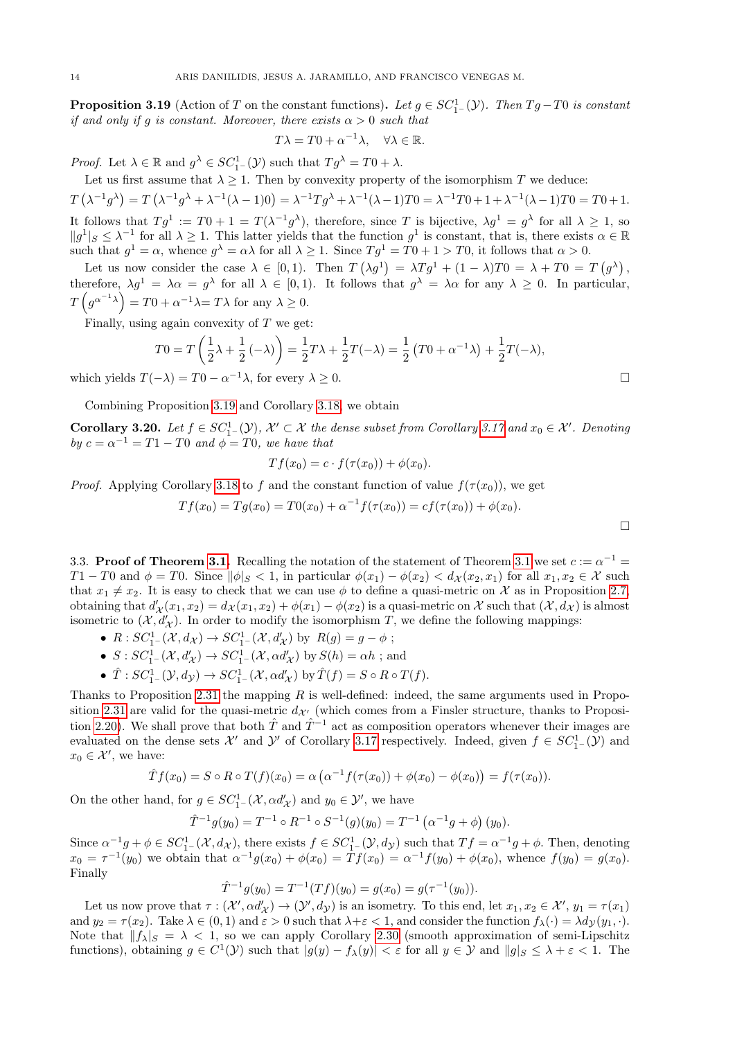**Proposition 3.19** (Action of $T$ on the constant functions)**.** *Let $g \in SC^1_{1^-}(\mathcal{Y})$. Then $Tg - T0$ is constant if and only if $g$ is constant. Moreover, there exists $\alpha > 0$ such that*

$$T\lambda = T0 + \alpha^{-1}\lambda, \quad \forall \lambda \in \mathbb{R}.$$

*Proof.* Let $\lambda \in \mathbb{R}$ and $g^\lambda \in SC^1_{1^-}(\mathcal{Y})$ such that $Tg^\lambda = T0 + \lambda$.

Let us first assume that $\lambda \geq 1$. Then by convexity property of the isomorphism $T$ we deduce:

$$T\left(\lambda^{-1}g^\lambda\right) = T\left(\lambda^{-1}g^\lambda + \lambda^{-1}(\lambda-1)0\right) = \lambda^{-1}Tg^\lambda + \lambda^{-1}(\lambda-1)T0 = \lambda^{-1}T0 + 1 + \lambda^{-1}(\lambda-1)T0 = T0+1.$$

It follows that $Tg^1 := T0 + 1 = T(\lambda^{-1}g^\lambda)$, therefore, since $T$ is bijective, $\lambda g^1 = g^\lambda$ for all $\lambda \geq 1$, so $\|g^1\|_S \leq \lambda^{-1}$ for all $\lambda \geq 1$. This latter yields that the function $g^1$ is constant, that is, there exists $\alpha \in \mathbb{R}$ such that $g^1 = \alpha$, whence $g^\lambda = \alpha\lambda$ for all $\lambda \geq 1$. Since $Tg^1 = T0 + 1 > T0$, it follows that $\alpha > 0$.

Let us now consider the case $\lambda \in [0, 1)$. Then $T\left(\lambda g^1\right) = \lambda T g^1 + (1-\lambda)T0 = \lambda + T0 = T\left(g^\lambda\right)$, therefore, $\lambda g^1 = \lambda\alpha = g^\lambda$ for all $\lambda \in [0,1)$. It follows that $g^\lambda = \lambda\alpha$ for any $\lambda \geq 0$. In particular, $T\left(g^{\alpha^{-1}\lambda}\right) = T0 + \alpha^{-1}\lambda = T\lambda$ for any $\lambda \geq 0$.

Finally, using again convexity of $T$ we get:

$$T0 = T\left(\frac{1}{2}\lambda + \frac{1}{2}(-\lambda)\right) = \frac{1}{2}T\lambda + \frac{1}{2}T(-\lambda) = \frac{1}{2}\left(T0 + \alpha^{-1}\lambda\right) + \frac{1}{2}T(-\lambda),$$

which yields $T(-\lambda) = T0 - \alpha^{-1}\lambda$, for every $\lambda \geq 0$. $\square$

Combining Proposition 3.19 and Corollary 3.18, we obtain

**Corollary 3.20.** *Let $f \in SC^1_{1^-}(\mathcal{Y})$, $\mathcal{X}' \subset \mathcal{X}$ the dense subset from Corollary 3.17 and $x_0 \in \mathcal{X}'$. Denoting by $c = \alpha^{-1} = T1 - T0$ and $\phi = T0$, we have that*

$$Tf(x_0) = c \cdot f(\tau(x_0)) + \phi(x_0).$$

*Proof.* Applying Corollary 3.18 to $f$ and the constant function of value $f(\tau(x_0))$, we get

$$Tf(x_0) = Tg(x_0) = T0(x_0) + \alpha^{-1}f(\tau(x_0)) = cf(\tau(x_0)) + \phi(x_0).$$

$\square$

3.3. **Proof of Theorem 3.1.** Recalling the notation of the statement of Theorem 3.1 we set $c := \alpha^{-1} = T1 - T0$ and $\phi = T0$. Since $\|\phi|_S < 1$, in particular $\phi(x_1) - \phi(x_2) < d_{\mathcal{X}}(x_2, x_1)$ for all $x_1, x_2 \in \mathcal{X}$ such that $x_1 \neq x_2$. It is easy to check that we can use $\phi$ to define a quasi-metric on $\mathcal{X}$ as in Proposition 2.7, obtaining that $d'_{\mathcal{X}}(x_1, x_2) = d_{\mathcal{X}}(x_1, x_2) + \phi(x_1) - \phi(x_2)$ is a quasi-metric on $\mathcal{X}$ such that $(\mathcal{X}, d_{\mathcal{X}})$ is almost isometric to $(\mathcal{X}, d'_{\mathcal{X}})$. In order to modify the isomorphism $T$, we define the following mappings:

- $R : SC^1_{1^-}(\mathcal{X}, d_{\mathcal{X}}) \to SC^1_{1^-}(\mathcal{X}, d'_{\mathcal{X}})$ by $R(g) = g - \phi$ ;
- $S : SC^1_{1^-}(\mathcal{X}, d'_{\mathcal{X}}) \to SC^1_{1^-}(\mathcal{X}, \alpha d'_{\mathcal{X}})$ by $S(h) = \alpha h$ ; and
- $\hat{T} : SC^1_{1^-}(\mathcal{Y}, d_{\mathcal{Y}}) \to SC^1_{1^-}(\mathcal{X}, \alpha d'_{\mathcal{X}})$ by $\hat{T}(f) = S \circ R \circ T(f)$.

Thanks to Proposition 2.31 the mapping $R$ is well-defined: indeed, the same arguments used in Proposition 2.31 are valid for the quasi-metric $d_{\mathcal{X}'}$ (which comes from a Finsler structure, thanks to Proposition 2.20). We shall prove that both $\hat{T}$ and $\hat{T}^{-1}$ act as composition operators whenever their images are evaluated on the dense sets $\mathcal{X}'$ and $\mathcal{Y}'$ of Corollary 3.17 respectively. Indeed, given $f \in SC^1_{1^-}(\mathcal{Y})$ and $x_0 \in \mathcal{X}'$, we have:

$$\hat{T}f(x_0) = S \circ R \circ T(f)(x_0) = \alpha\left(\alpha^{-1}f(\tau(x_0)) + \phi(x_0) - \phi(x_0)\right) = f(\tau(x_0)).$$

On the other hand, for $g \in SC^1_{1^-}(\mathcal{X}, \alpha d'_{\mathcal{X}})$ and $y_0 \in \mathcal{Y}'$, we have

$$\hat{T}^{-1}g(y_0) = T^{-1} \circ R^{-1} \circ S^{-1}(g)(y_0) = T^{-1}\left(\alpha^{-1}g + \phi\right)(y_0).$$

Since $\alpha^{-1}g + \phi \in SC^1_{1^-}(\mathcal{X}, d_{\mathcal{X}})$, there exists $f \in SC^1_{1^-}(\mathcal{Y}, d_{\mathcal{Y}})$ such that $Tf = \alpha^{-1}g + \phi$. Then, denoting $x_0 = \tau^{-1}(y_0)$ we obtain that $\alpha^{-1}g(x_0) + \phi(x_0) = Tf(x_0) = \alpha^{-1}f(y_0) + \phi(x_0)$, whence $f(y_0) = g(x_0)$. Finally

$$\hat{T}^{-1}g(y_0) = T^{-1}(Tf)(y_0) = g(x_0) = g(\tau^{-1}(y_0)).$$

Let us now prove that $\tau : (\mathcal{X}', \alpha d'_{\mathcal{X}}) \to (\mathcal{Y}', d_{\mathcal{Y}})$ is an isometry. To this end, let $x_1, x_2 \in \mathcal{X}'$, $y_1 = \tau(x_1)$ and $y_2 = \tau(x_2)$. Take $\lambda \in (0,1)$ and $\varepsilon > 0$ such that $\lambda + \varepsilon < 1$, and consider the function $f_\lambda(\cdot) = \lambda d_{\mathcal{Y}}(y_1, \cdot)$. Note that $\|f_\lambda|_S = \lambda < 1$, so we can apply Corollary 2.30 (smooth approximation of semi-Lipschitz functions), obtaining $g \in C^1(\mathcal{Y})$ such that $|g(y) - f_\lambda(y)| < \varepsilon$ for all $y \in \mathcal{Y}$ and $\|g|_S \leq \lambda + \varepsilon < 1$. The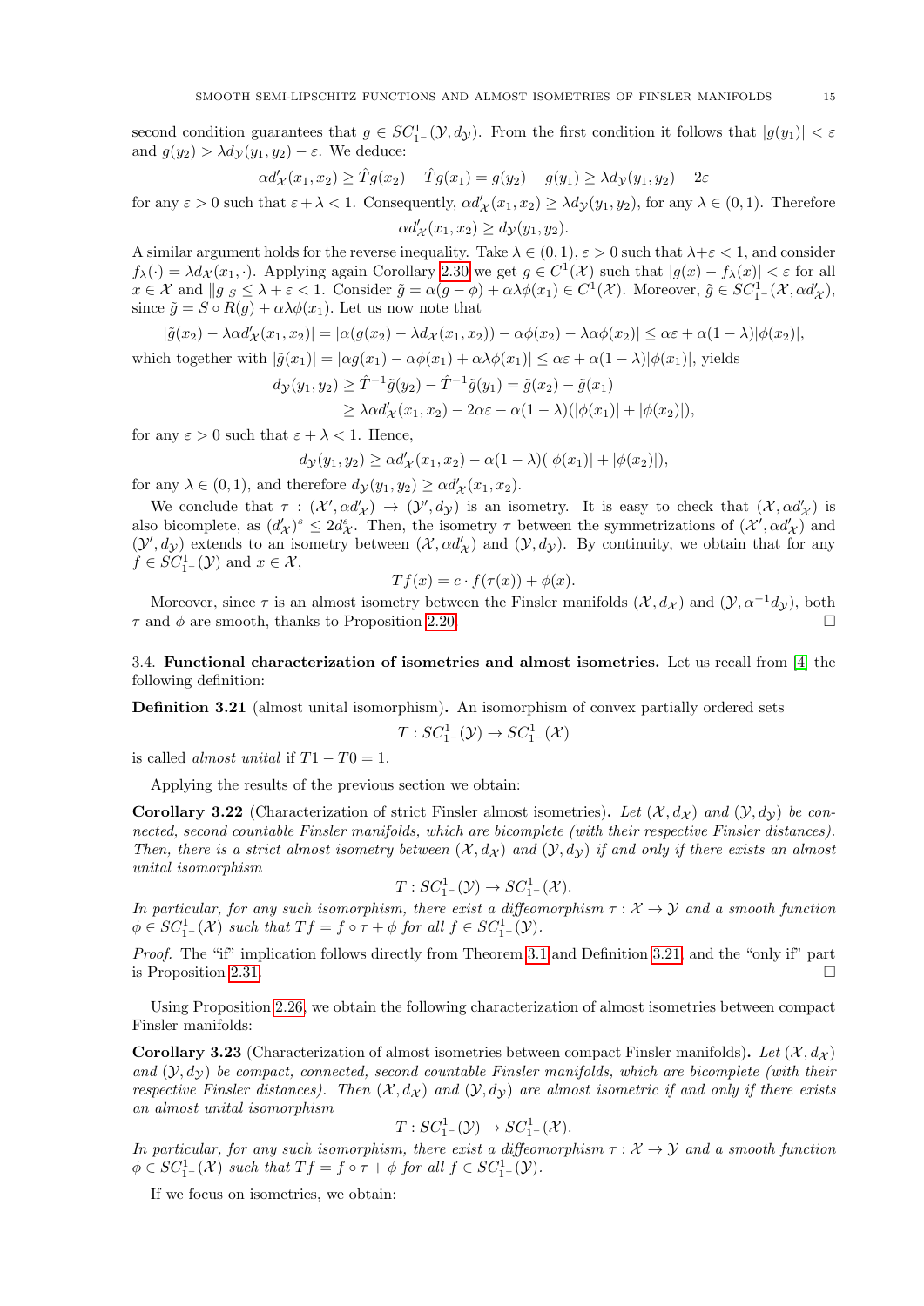second condition guarantees that $g \in SC^1_{1^-}(\mathcal{Y}, d_{\mathcal{Y}})$. From the first condition it follows that $|g(y_1)| < \varepsilon$ and $g(y_2) > \lambda d_{\mathcal{Y}}(y_1, y_2) - \varepsilon$. We deduce:

$$\alpha d'_{\mathcal{X}}(x_1, x_2) \geq \hat{T}g(x_2) - \hat{T}g(x_1) = g(y_2) - g(y_1) \geq \lambda d_{\mathcal{Y}}(y_1, y_2) - 2\varepsilon$$

for any $\varepsilon > 0$ such that $\varepsilon + \lambda < 1$. Consequently, $\alpha d'_{\mathcal{X}}(x_1, x_2) \geq \lambda d_{\mathcal{Y}}(y_1, y_2)$, for any $\lambda \in (0, 1)$. Therefore

$$\alpha d'_{\mathcal{X}}(x_1, x_2) \geq d_{\mathcal{Y}}(y_1, y_2).$$

A similar argument holds for the reverse inequality. Take $\lambda \in (0, 1)$, $\varepsilon > 0$ such that $\lambda + \varepsilon < 1$, and consider $f_\lambda(\cdot) = \lambda d_{\mathcal{X}}(x_1, \cdot)$. Applying again Corollary 2.30 we get $g \in C^1(\mathcal{X})$ such that $|g(x) - f_\lambda(x)| < \varepsilon$ for all $x \in \mathcal{X}$ and $\|g|_S \leq \lambda + \varepsilon < 1$. Consider $\tilde{g} = \alpha(g - \phi) + \alpha\lambda\phi(x_1) \in C^1(\mathcal{X})$. Moreover, $\tilde{g} \in SC^1_{1^-}(\mathcal{X}, \alpha d'_{\mathcal{X}})$, since $\tilde{g} = S \circ R(g) + \alpha\lambda\phi(x_1)$. Let us now note that

$$|\tilde{g}(x_2) - \lambda\alpha d'_{\mathcal{X}}(x_1, x_2)| = |\alpha(g(x_2) - \lambda d_{\mathcal{X}}(x_1, x_2)) - \alpha\phi(x_2) - \lambda\alpha\phi(x_2)| \leq \alpha\varepsilon + \alpha(1 - \lambda)|\phi(x_2)|,$$

which together with $|\tilde{g}(x_1)| = |\alpha g(x_1) - \alpha\phi(x_1) + \alpha\lambda\phi(x_1)| \leq \alpha\varepsilon + \alpha(1 - \lambda)|\phi(x_1)|$, yields

$$\begin{aligned} d_{\mathcal{Y}}(y_1, y_2) &\geq \hat{T}^{-1}\tilde{g}(y_2) - \hat{T}^{-1}\tilde{g}(y_1) = \tilde{g}(x_2) - \tilde{g}(x_1) \\ &\geq \lambda\alpha d'_{\mathcal{X}}(x_1, x_2) - 2\alpha\varepsilon - \alpha(1 - \lambda)(|\phi(x_1)| + |\phi(x_2)|), \end{aligned}$$

for any $\varepsilon > 0$ such that $\varepsilon + \lambda < 1$. Hence,

$$d_{\mathcal{Y}}(y_1, y_2) \geq \alpha d'_{\mathcal{X}}(x_1, x_2) - \alpha(1 - \lambda)(|\phi(x_1)| + |\phi(x_2)|),$$

for any $\lambda \in (0, 1)$, and therefore $d_{\mathcal{Y}}(y_1, y_2) \geq \alpha d'_{\mathcal{X}}(x_1, x_2)$.

We conclude that $\tau : (\mathcal{X}', \alpha d'_{\mathcal{X}}) \to (\mathcal{Y}', d_{\mathcal{Y}})$ is an isometry. It is easy to check that $(\mathcal{X}, \alpha d'_{\mathcal{X}})$ is also bicomplete, as $(d'_{\mathcal{X}})^s \leq 2d^s_{\mathcal{X}}$. Then, the isometry $\tau$ between the symmetrizations of $(\mathcal{X}', \alpha d'_{\mathcal{X}})$ and $(\mathcal{Y}', d_{\mathcal{Y}})$ extends to an isometry between $(\mathcal{X}, \alpha d'_{\mathcal{X}})$ and $(\mathcal{Y}, d_{\mathcal{Y}})$. By continuity, we obtain that for any $f \in SC^1_{1^-}(\mathcal{Y})$ and $x \in \mathcal{X}$,

$$Tf(x) = c \cdot f(\tau(x)) + \phi(x).$$

Moreover, since $\tau$ is an almost isometry between the Finsler manifolds $(\mathcal{X}, d_{\mathcal{X}})$ and $(\mathcal{Y}, \alpha^{-1} d_{\mathcal{Y}})$, both $\tau$ and $\phi$ are smooth, thanks to Proposition 2.20. □

### 3.4. Functional characterization of isometries and almost isometries.

Let us recall from [4] the following definition:

**Definition 3.21** (almost unital isomorphism)**.** An isomorphism of convex partially ordered sets

$$T : SC^1_{1^-}(\mathcal{Y}) \to SC^1_{1^-}(\mathcal{X})$$

is called *almost unital* if $T1 - T0 = 1$.

Applying the results of the previous section we obtain:

**Corollary 3.22** (Characterization of strict Finsler almost isometries)**.** *Let $(\mathcal{X}, d_{\mathcal{X}})$ and $(\mathcal{Y}, d_{\mathcal{Y}})$ be connected, second countable Finsler manifolds, which are bicomplete (with their respective Finsler distances). Then, there is a strict almost isometry between $(\mathcal{X}, d_{\mathcal{X}})$ and $(\mathcal{Y}, d_{\mathcal{Y}})$ if and only if there exists an almost unital isomorphism*

$$T : SC^1_{1^-}(\mathcal{Y}) \to SC^1_{1^-}(\mathcal{X}).$$

*In particular, for any such isomorphism, there exist a diffeomorphism $\tau : \mathcal{X} \to \mathcal{Y}$ and a smooth function $\phi \in SC^1_{1^-}(\mathcal{X})$ such that $Tf = f \circ \tau + \phi$ for all $f \in SC^1_{1^-}(\mathcal{Y})$.*

*Proof.* The "if" implication follows directly from Theorem 3.1 and Definition 3.21, and the "only if" part is Proposition 2.31. □

Using Proposition 2.26, we obtain the following characterization of almost isometries between compact Finsler manifolds:

**Corollary 3.23** (Characterization of almost isometries between compact Finsler manifolds)**.** *Let $(\mathcal{X}, d_{\mathcal{X}})$ and $(\mathcal{Y}, d_{\mathcal{Y}})$ be compact, connected, second countable Finsler manifolds, which are bicomplete (with their respective Finsler distances). Then $(\mathcal{X}, d_{\mathcal{X}})$ and $(\mathcal{Y}, d_{\mathcal{Y}})$ are almost isometric if and only if there exists an almost unital isomorphism*

$$T : SC^1_{1^-}(\mathcal{Y}) \to SC^1_{1^-}(\mathcal{X}).$$

*In particular, for any such isomorphism, there exist a diffeomorphism $\tau : \mathcal{X} \to \mathcal{Y}$ and a smooth function $\phi \in SC^1_{1^-}(\mathcal{X})$ such that $Tf = f \circ \tau + \phi$ for all $f \in SC^1_{1^-}(\mathcal{Y})$.*

If we focus on isometries, we obtain: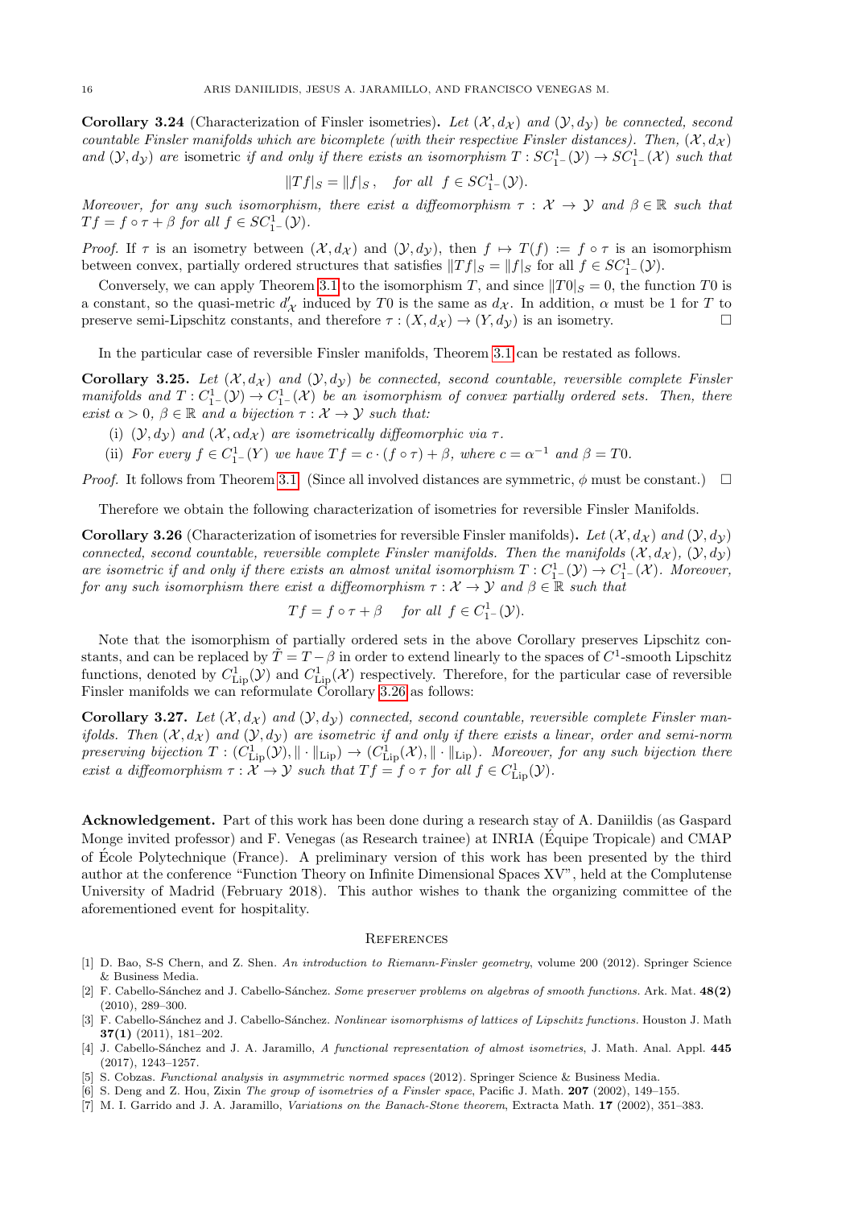**Corollary 3.24** (Characterization of Finsler isometries)**.** *Let $(\mathcal{X}, d_{\mathcal{X}})$ and $(\mathcal{Y}, d_{\mathcal{Y}})$ be connected, second countable Finsler manifolds which are bicomplete (with their respective Finsler distances). Then, $(\mathcal{X}, d_{\mathcal{X}})$ and $(\mathcal{Y}, d_{\mathcal{Y}})$ are* isometric *if and only if there exists an isomorphism $T : SC^1_{1^-}(\mathcal{Y}) \to SC^1_{1^-}(\mathcal{X})$ such that*

$$\|Tf|_S = \|f|_S\,, \quad \textit{for all } \; f \in SC^1_{1^-}(\mathcal{Y}).$$

*Moreover, for any such isomorphism, there exist a diffeomorphism $\tau : \mathcal{X} \to \mathcal{Y}$ and $\beta \in \mathbb{R}$ such that $Tf = f \circ \tau + \beta$ for all $f \in SC^1_{1^-}(\mathcal{Y})$.*

*Proof.* If $\tau$ is an isometry between $(\mathcal{X}, d_{\mathcal{X}})$ and $(\mathcal{Y}, d_{\mathcal{Y}})$, then $f \mapsto T(f) := f \circ \tau$ is an isomorphism between convex, partially ordered structures that satisfies $\|Tf|_S = \|f|_S$ for all $f \in SC^1_{1^-}(\mathcal{Y})$.

Conversely, we can apply Theorem 3.1 to the isomorphism $T$, and since $\|T0|_S = 0$, the function $T0$ is a constant, so the quasi-metric $d'_{\mathcal{X}}$ induced by $T0$ is the same as $d_{\mathcal{X}}$. In addition, $\alpha$ must be 1 for $T$ to preserve semi-Lipschitz constants, and therefore $\tau : (X, d_{\mathcal{X}}) \to (Y, d_{\mathcal{Y}})$ is an isometry. □

In the particular case of reversible Finsler manifolds, Theorem 3.1 can be restated as follows.

**Corollary 3.25.** *Let $(\mathcal{X}, d_{\mathcal{X}})$ and $(\mathcal{Y}, d_{\mathcal{Y}})$ be connected, second countable, reversible complete Finsler manifolds and $T : C^1_{1^-}(\mathcal{Y}) \to C^1_{1^-}(\mathcal{X})$ be an isomorphism of convex partially ordered sets. Then, there exist $\alpha > 0$, $\beta \in \mathbb{R}$ and a bijection $\tau : \mathcal{X} \to \mathcal{Y}$ such that:*

(i) *$(\mathcal{Y}, d_{\mathcal{Y}})$ and $(\mathcal{X}, \alpha d_{\mathcal{X}})$ are isometrically diffeomorphic via $\tau$.*
(ii) *For every $f \in C^1_{1^-}(Y)$ we have $Tf = c \cdot (f \circ \tau) + \beta$, where $c = \alpha^{-1}$ and $\beta = T0$.*

*Proof.* It follows from Theorem 3.1. (Since all involved distances are symmetric, $\phi$ must be constant.) □

Therefore we obtain the following characterization of isometries for reversible Finsler Manifolds.

**Corollary 3.26** (Characterization of isometries for reversible Finsler manifolds)**.** *Let $(\mathcal{X}, d_{\mathcal{X}})$ and $(\mathcal{Y}, d_{\mathcal{Y}})$ connected, second countable, reversible complete Finsler manifolds. Then the manifolds $(\mathcal{X}, d_{\mathcal{X}})$, $(\mathcal{Y}, d_{\mathcal{Y}})$ are isometric if and only if there exists an almost unital isomorphism $T : C^1_{1^-}(\mathcal{Y}) \to C^1_{1^-}(\mathcal{X})$. Moreover, for any such isomorphism there exist a diffeomorphism $\tau : \mathcal{X} \to \mathcal{Y}$ and $\beta \in \mathbb{R}$ such that*

$$Tf = f \circ \tau + \beta \quad \textit{ for all } \; f \in C^1_{1^-}(\mathcal{Y}).$$

Note that the isomorphism of partially ordered sets in the above Corollary preserves Lipschitz constants, and can be replaced by $\tilde{T} = T - \beta$ in order to extend linearly to the spaces of $C^1$-smooth Lipschitz functions, denoted by $C^1_{\mathrm{Lip}}(\mathcal{Y})$ and $C^1_{\mathrm{Lip}}(\mathcal{X})$ respectively. Therefore, for the particular case of reversible Finsler manifolds we can reformulate Corollary 3.26 as follows:

**Corollary 3.27.** *Let $(\mathcal{X}, d_{\mathcal{X}})$ and $(\mathcal{Y}, d_{\mathcal{Y}})$ connected, second countable, reversible complete Finsler manifolds. Then $(\mathcal{X}, d_{\mathcal{X}})$ and $(\mathcal{Y}, d_{\mathcal{Y}})$ are isometric if and only if there exists a linear, order and semi-norm preserving bijection $T : (C^1_{\mathrm{Lip}}(\mathcal{Y}), \|\cdot\|_{\mathrm{Lip}}) \to (C^1_{\mathrm{Lip}}(\mathcal{X}), \|\cdot\|_{\mathrm{Lip}})$. Moreover, for any such bijection there exist a diffeomorphism $\tau : \mathcal{X} \to \mathcal{Y}$ such that $Tf = f \circ \tau$ for all $f \in C^1_{\mathrm{Lip}}(\mathcal{Y})$.*

**Acknowledgement.** Part of this work has been done during a research stay of A. Daniilidis (as Gaspard Monge invited professor) and F. Venegas (as Research trainee) at INRIA (Équipe Tropicale) and CMAP of École Polytechnique (France). A preliminary version of this work has been presented by the third author at the conference "Function Theory on Infinite Dimensional Spaces XV", held at the Complutense University of Madrid (February 2018). This author wishes to thank the organizing committee of the aforementioned event for hospitality.

## References

[1] D. Bao, S-S Chern, and Z. Shen. *An introduction to Riemann-Finsler geometry*, volume 200 (2012). Springer Science & Business Media.

[2] F. Cabello-Sánchez and J. Cabello-Sánchez. *Some preserver problems on algebras of smooth functions.* Ark. Mat. **48(2)** (2010), 289–300.

[3] F. Cabello-Sánchez and J. Cabello-Sánchez. *Nonlinear isomorphisms of lattices of Lipschitz functions.* Houston J. Math **37(1)** (2011), 181–202.

[4] J. Cabello-Sánchez and J. A. Jaramillo, *A functional representation of almost isometries*, J. Math. Anal. Appl. **445** (2017), 1243–1257.

[5] S. Cobzas. *Functional analysis in asymmetric normed spaces* (2012). Springer Science & Business Media.

[6] S. Deng and Z. Hou, Zixin *The group of isometries of a Finsler space*, Pacific J. Math. **207** (2002), 149–155.

[7] M. I. Garrido and J. A. Jaramillo, *Variations on the Banach-Stone theorem*, Extracta Math. **17** (2002), 351–383.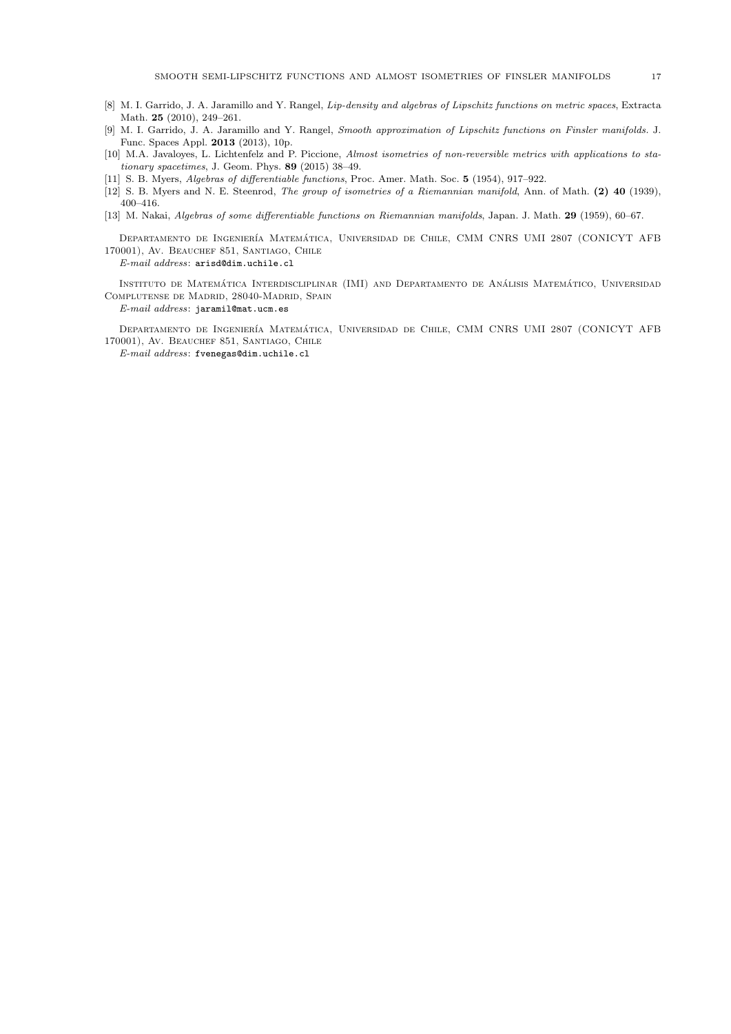[8] M. I. Garrido, J. A. Jaramillo and Y. Rangel, *Lip-density and algebras of Lipschitz functions on metric spaces*, Extracta Math. **25** (2010), 249–261.

[9] M. I. Garrido, J. A. Jaramillo and Y. Rangel, *Smooth approximation of Lipschitz functions on Finsler manifolds*. J. Func. Spaces Appl. **2013** (2013), 10p.

[10] M.A. Javaloyes, L. Lichtenfelz and P. Piccione, *Almost isometries of non-reversible metrics with applications to stationary spacetimes*, J. Geom. Phys. **89** (2015) 38–49.

[11] S. B. Myers, *Algebras of differentiable functions*, Proc. Amer. Math. Soc. **5** (1954), 917–922.

[12] S. B. Myers and N. E. Steenrod, *The group of isometries of a Riemannian manifold*, Ann. of Math. **(2) 40** (1939), 400–416.

[13] M. Nakai, *Algebras of some differentiable functions on Riemannian manifolds*, Japan. J. Math. **29** (1959), 60–67.

Departamento de Ingeniería Matemática, Universidad de Chile, CMM CNRS UMI 2807 (CONICYT AFB 170001), Av. Beauchef 851, Santiago, Chile

*E-mail address*: arisd@dim.uchile.cl

Instituto de Matemática Interdiscliplinar (IMI) and Departamento de Análisis Matemático, Universidad Complutense de Madrid, 28040-Madrid, Spain

*E-mail address*: jaramil@mat.ucm.es

Departamento de Ingeniería Matemática, Universidad de Chile, CMM CNRS UMI 2807 (CONICYT AFB 170001), Av. Beauchef 851, Santiago, Chile

*E-mail address*: fvenegas@dim.uchile.cl